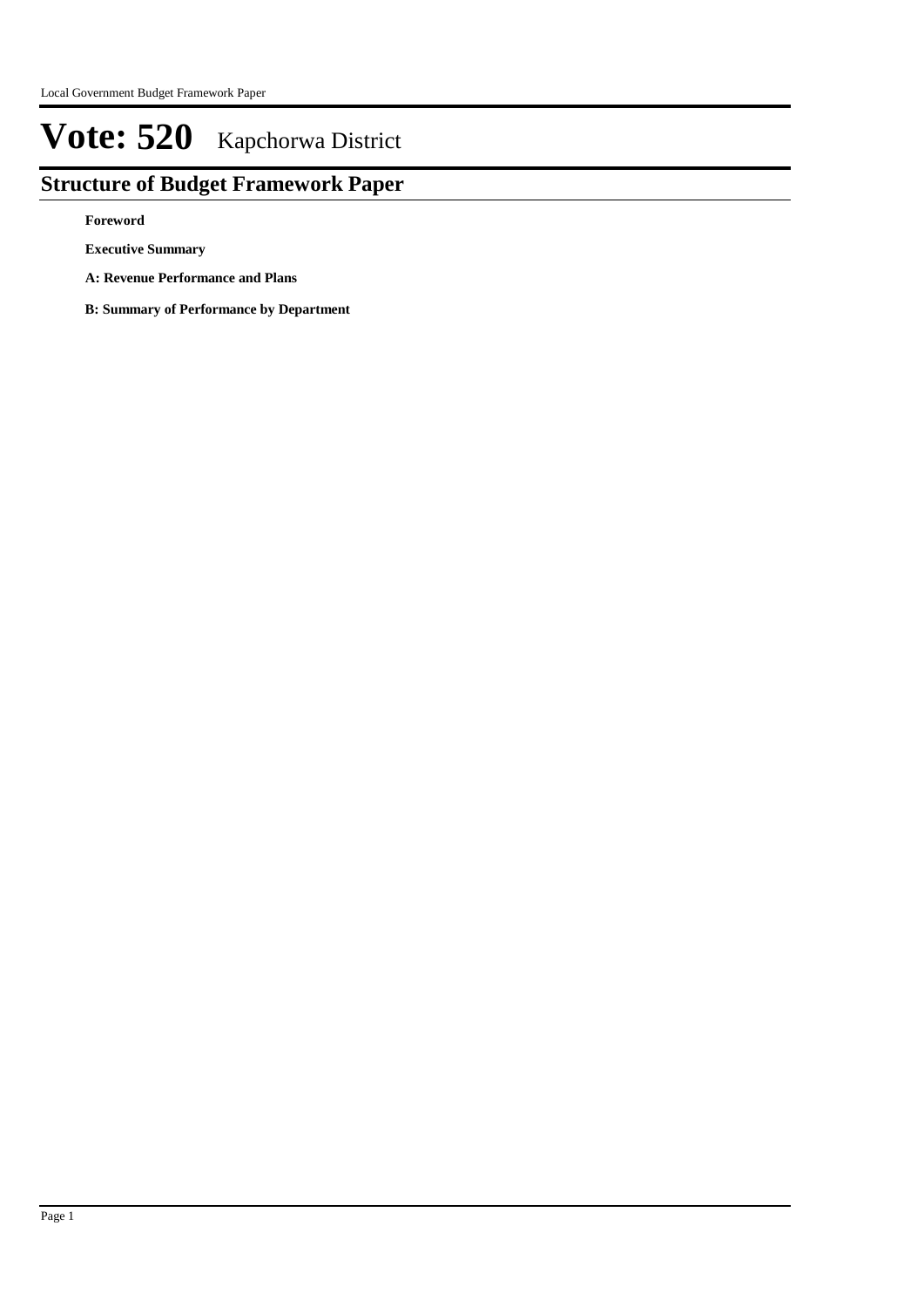# Vote: 520 Kapchorwa District

## Structure of Budget Framework Paper

**Foreword**

**Executive Summary**

**A: Revenue Performance and Plans**

**B: Summary of Performance by Department**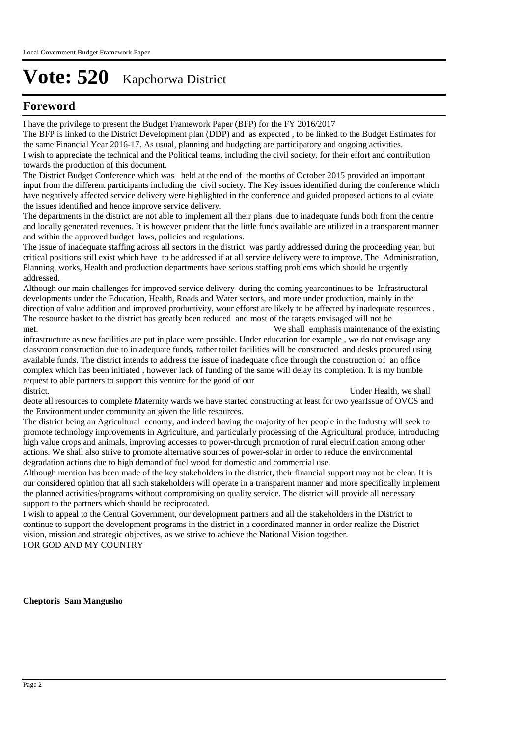# Vote: 520 Kapchorwa District

## Foreword

I have the privilege to present the Budget Framework Paper (BFP) for the FY 2016/2017

The BFP is linked to the District Development plan (DDP) and as expected , to be linked to the Budget Estimates for the same Financial Year 2016-17. As usual, planning and budgeting are participatory and ongoing activities.

I wish to appreciate the technical and the Political teams, including the civil society, for their effort and contribution towards the production of this document.

The District Budget Conference which was held at the end of the months of October 2015 provided an important input from the different participants including the civil society. The Key issues identified during the conference which have negatively affected service delivery were highlighted in the conference and guided proposed actions to alleviate the issues identified and hence improve service delivery.

The departments in the district are not able to implement all their plans due to inadequate funds both from the centre and locally generated revenues. It is however prudent that the little funds available are utilized in a transparent manner and within the approved budget laws, policies and regulations.

The issue of inadequate staffing across all sectors in the district was partly addressed during the proceeding year, but critical positions still exist which have to be addressed if at all service delivery were to improve. The Administration, Planning, works, Health and production departments have serious staffing problems which should be urgently addressed.

Although our main challenges for improved service delivery during the coming yearcontinues to be Infrastructural developments under the Education, Health, Roads and Water sectors, and more under production, mainly in the direction of value addition and improved productivity, wour efforst are likely to be affected by inadequate resources . The resource basket to the district has greatly been reduced and most of the targets envisaged will not be met. We shall emphasis maintenance of the existing infrastructure as new facilities are put in place were possible. Under education for example , we do not envisage any classroom construction due to in adequate funds, rather toilet facilities will be constructed and desks procured using available funds. The district intends to address the issue of inadequate ofice through the construction of an office complex which has been initiated , however lack of funding of the same will delay its completion. It is my humble request to able partners to support this venture for the good of our district. Under Health, we shall deote all resources to complete Maternity wards we have started constructing at least for two yearIssue of OVCS and the Environment under community an given the litle resources.

The district being an Agricultural ecnomy, and indeed having the majority of her people in the Industry will seek to promote technology improvements in Agriculture, and particularly processing of the Agricultural produce, introducing high value crops and animals, improving accesses to power-through promotion of rural electrification among other actions. We shall also strive to promote alternative sources of power-solar in order to reduce the environmental degradation actions due to high demand of fuel wood for domestic and commercial use.

Although mention has been made of the key stakeholders in the district, their financial support may not be clear. It is our considered opinion that all such stakeholders will operate in a transparent manner and more specifically implement the planned activities/programs without compromising on quality service. The district will provide all necessary support to the partners which should be reciprocated.

I wish to appeal to the Central Government, our development partners and all the stakeholders in the District to continue to support the development programs in the district in a coordinated manner in order realize the District vision, mission and strategic objectives, as we strive to achieve the National Vision together.

FOR GOD AND MY COUNTRY

**Cheptoris Sam Mangusho**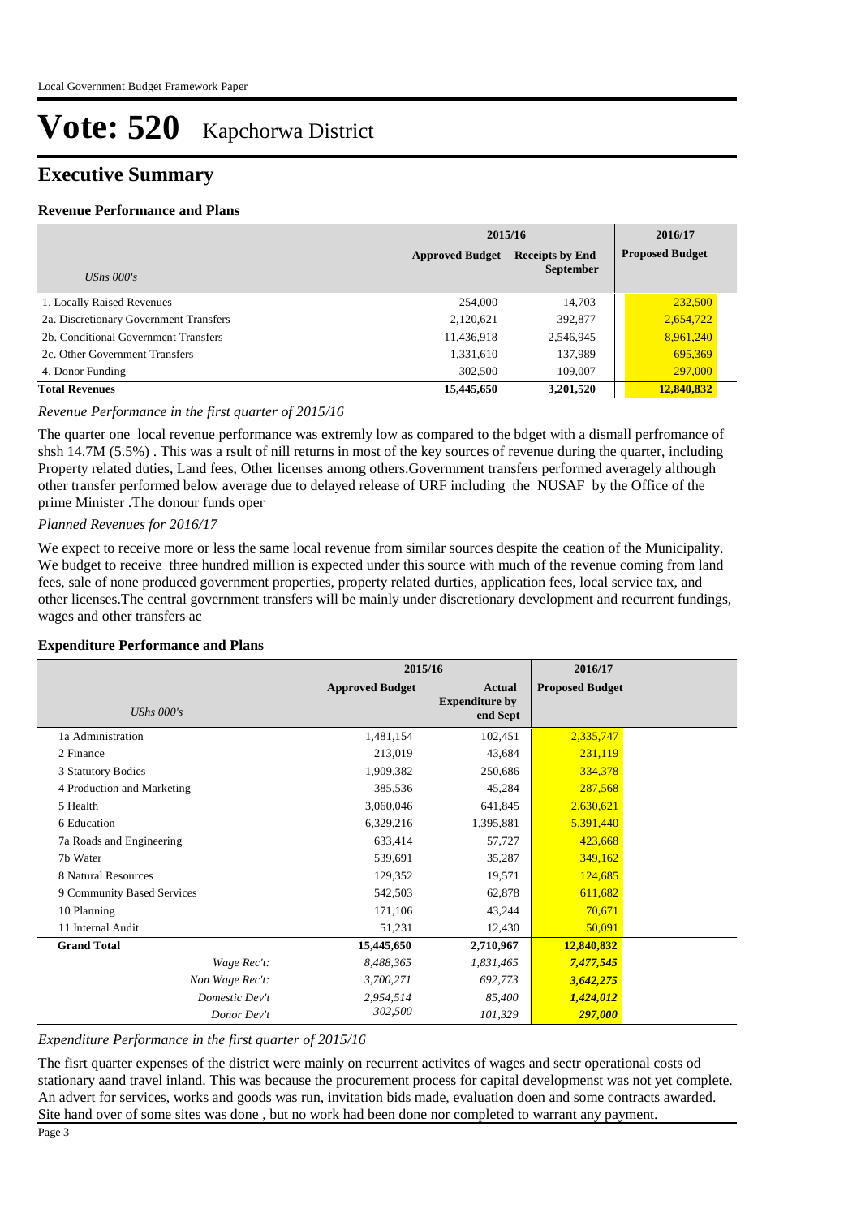# Vote: 520 Kapchorwa District

## Executive Summary

### Revenue Performance and Plans

| UShs 000's | 2015/16 Approved Budget | 2015/16 Receipts by End September | 2016/17 Proposed Budget |
|---|---|---|---|
| 1. Locally Raised Revenues | 254,000 | 14,703 | 232,500 |
| 2a. Discretionary Government Transfers | 2,120,621 | 392,877 | 2,654,722 |
| 2b. Conditional Government Transfers | 11,436,918 | 2,546,945 | 8,961,240 |
| 2c. Other Government Transfers | 1,331,610 | 137,989 | 695,369 |
| 4. Donor Funding | 302,500 | 109,007 | 297,000 |
| **Total Revenues** | **15,445,650** | **3,201,520** | **12,840,832** |

*Revenue Performance in the first quarter of 2015/16*

The quarter one local revenue performance was extremly low as compared to the bdget with a dismall perfromance of shsh 14.7M (5.5%) . This was a rsult of nill returns in most of the key sources of revenue during the quarter, including Property related duties, Land fees, Other licenses among others.Govermment transfers performed averagely although other transfer performed below average due to delayed release of URF including the NUSAF by the Office of the prime Minister .The donour funds oper

*Planned Revenues for 2016/17*

We expect to receive more or less the same local revenue from similar sources despite the ceation of the Municipality. We budget to receive three hundred million is expected under this source with much of the revenue coming from land fees, sale of none produced government properties, property related durties, application fees, local service tax, and other licenses.The central government transfers will be mainly under discretionary development and recurrent fundings, wages and other transfers ac

### Expenditure Performance and Plans

| UShs 000's | 2015/16 Approved Budget | 2015/16 Actual Expenditure by end Sept | 2016/17 Proposed Budget |
|---|---|---|---|
| 1a Administration | 1,481,154 | 102,451 | 2,335,747 |
| 2 Finance | 213,019 | 43,684 | 231,119 |
| 3 Statutory Bodies | 1,909,382 | 250,686 | 334,378 |
| 4 Production and Marketing | 385,536 | 45,284 | 287,568 |
| 5 Health | 3,060,046 | 641,845 | 2,630,621 |
| 6 Education | 6,329,216 | 1,395,881 | 5,391,440 |
| 7a Roads and Engineering | 633,414 | 57,727 | 423,668 |
| 7b Water | 539,691 | 35,287 | 349,162 |
| 8 Natural Resources | 129,352 | 19,571 | 124,685 |
| 9 Community Based Services | 542,503 | 62,878 | 611,682 |
| 10 Planning | 171,106 | 43,244 | 70,671 |
| 11 Internal Audit | 51,231 | 12,430 | 50,091 |
| **Grand Total** | **15,445,650** | **2,710,967** | **12,840,832** |
| *Wage Rec't:* | *8,488,365* | *1,831,465* | ***7,477,545*** |
| *Non Wage Rec't:* | *3,700,271* | *692,773* | ***3,642,275*** |
| *Domestic Dev't* | *2,954,514* | *85,400* | ***1,424,012*** |
| *Donor Dev't* | *302,500* | *101,329* | ***297,000*** |

*Expenditure Performance in the first quarter of 2015/16*

The fisrt quarter expenses of the district were mainly on recurrent activites of wages and sectr operational costs od stationary aand travel inland. This was because the procurement process for capital developmenst was not yet complete. An advert for services, works and goods was run, invitation bids made, evaluation doen and some contracts awarded. Site hand over of some sites was done , but no work had been done nor completed to warrant any payment.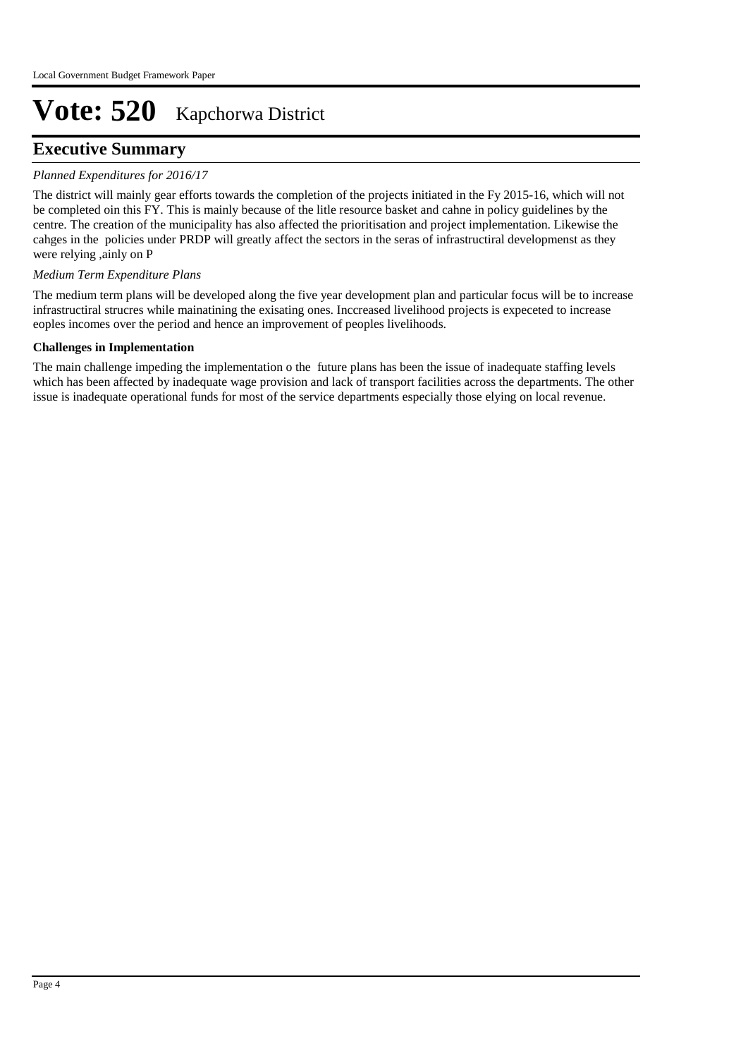# Vote: 520 Kapchorwa District

## Executive Summary

*Planned Expenditures for 2016/17*

The district will mainly gear efforts towards the completion of the projects initiated in the Fy 2015-16, which will not be completed oin this FY. This is mainly because of the litle resource basket and cahne in policy guidelines by the centre. The creation of the municipality has also affected the prioritisation and project implementation. Likewise the cahges in the policies under PRDP will greatly affect the sectors in the seras of infrastructiral developmenst as they were relying ,ainly on P

*Medium Term Expenditure Plans*

The medium term plans will be developed along the five year development plan and particular focus will be to increase infrastructiral strucres while mainatining the exisating ones. Inccreased livelihood projects is expeceted to increase eoples incomes over the period and hence an improvement of peoples livelihoods.

**Challenges in Implementation**

The main challenge impeding the implementation o the future plans has been the issue of inadequate staffing levels which has been affected by inadequate wage provision and lack of transport facilities across the departments. The other issue is inadequate operational funds for most of the service departments especially those elying on local revenue.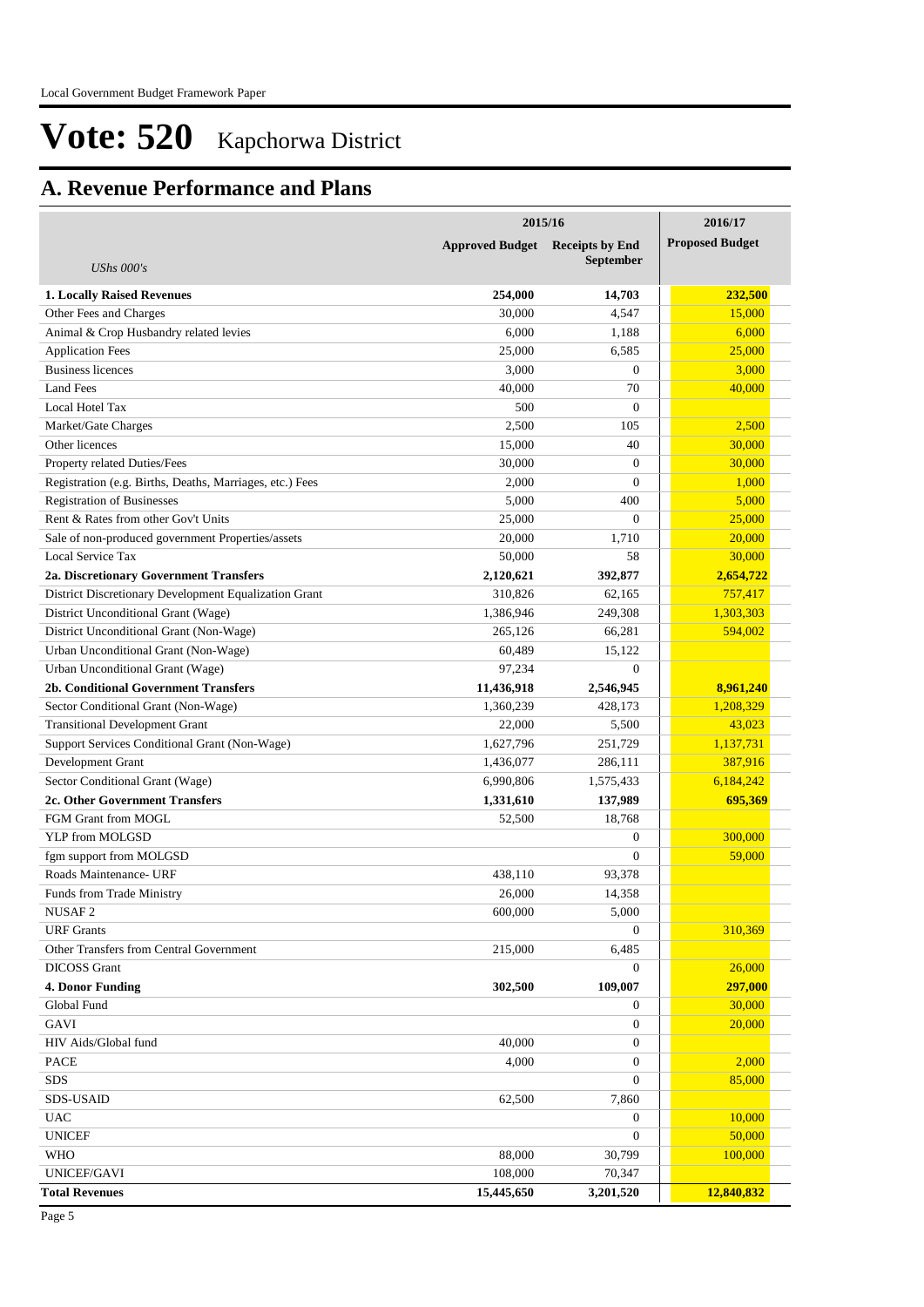# Vote: 520 Kapchorwa District

## A. Revenue Performance and Plans

| *UShs 000's* | 2015/16 Approved Budget | 2015/16 Receipts by End September | 2016/17 Proposed Budget |
|---|---|---|---|
| **1. Locally Raised Revenues** | **254,000** | **14,703** | **232,500** |
| Other Fees and Charges | 30,000 | 4,547 | 15,000 |
| Animal & Crop Husbandry related levies | 6,000 | 1,188 | 6,000 |
| Application Fees | 25,000 | 6,585 | 25,000 |
| Business licences | 3,000 | 0 | 3,000 |
| Land Fees | 40,000 | 70 | 40,000 |
| Local Hotel Tax | 500 | 0 | |
| Market/Gate Charges | 2,500 | 105 | 2,500 |
| Other licences | 15,000 | 40 | 30,000 |
| Property related Duties/Fees | 30,000 | 0 | 30,000 |
| Registration (e.g. Births, Deaths, Marriages, etc.) Fees | 2,000 | 0 | 1,000 |
| Registration of Businesses | 5,000 | 400 | 5,000 |
| Rent & Rates from other Gov't Units | 25,000 | 0 | 25,000 |
| Sale of non-produced government Properties/assets | 20,000 | 1,710 | 20,000 |
| Local Service Tax | 50,000 | 58 | 30,000 |
| **2a. Discretionary Government Transfers** | **2,120,621** | **392,877** | **2,654,722** |
| District Discretionary Development Equalization Grant | 310,826 | 62,165 | 757,417 |
| District Unconditional Grant (Wage) | 1,386,946 | 249,308 | 1,303,303 |
| District Unconditional Grant (Non-Wage) | 265,126 | 66,281 | 594,002 |
| Urban Unconditional Grant (Non-Wage) | 60,489 | 15,122 | |
| Urban Unconditional Grant (Wage) | 97,234 | 0 | |
| **2b. Conditional Government Transfers** | **11,436,918** | **2,546,945** | **8,961,240** |
| Sector Conditional Grant (Non-Wage) | 1,360,239 | 428,173 | 1,208,329 |
| Transitional Development Grant | 22,000 | 5,500 | 43,023 |
| Support Services Conditional Grant (Non-Wage) | 1,627,796 | 251,729 | 1,137,731 |
| Development Grant | 1,436,077 | 286,111 | 387,916 |
| Sector Conditional Grant (Wage) | 6,990,806 | 1,575,433 | 6,184,242 |
| **2c. Other Government Transfers** | **1,331,610** | **137,989** | **695,369** |
| FGM Grant from MOGL | 52,500 | 18,768 | |
| YLP from MOLGSD | | 0 | 300,000 |
| fgm support from MOLGSD | | 0 | 59,000 |
| Roads Maintenance- URF | 438,110 | 93,378 | |
| Funds from Trade Ministry | 26,000 | 14,358 | |
| NUSAF 2 | 600,000 | 5,000 | |
| URF Grants | | 0 | 310,369 |
| Other Transfers from Central Government | 215,000 | 6,485 | |
| DICOSS Grant | | 0 | 26,000 |
| **4. Donor Funding** | **302,500** | **109,007** | **297,000** |
| Global Fund | | 0 | 30,000 |
| GAVI | | 0 | 20,000 |
| HIV Aids/Global fund | 40,000 | 0 | |
| PACE | 4,000 | 0 | 2,000 |
| SDS | | 0 | 85,000 |
| SDS-USAID | 62,500 | 7,860 | |
| UAC | | 0 | 10,000 |
| UNICEF | | 0 | 50,000 |
| WHO | 88,000 | 30,799 | 100,000 |
| UNICEF/GAVI | 108,000 | 70,347 | |
| **Total Revenues** | **15,445,650** | **3,201,520** | **12,840,832** |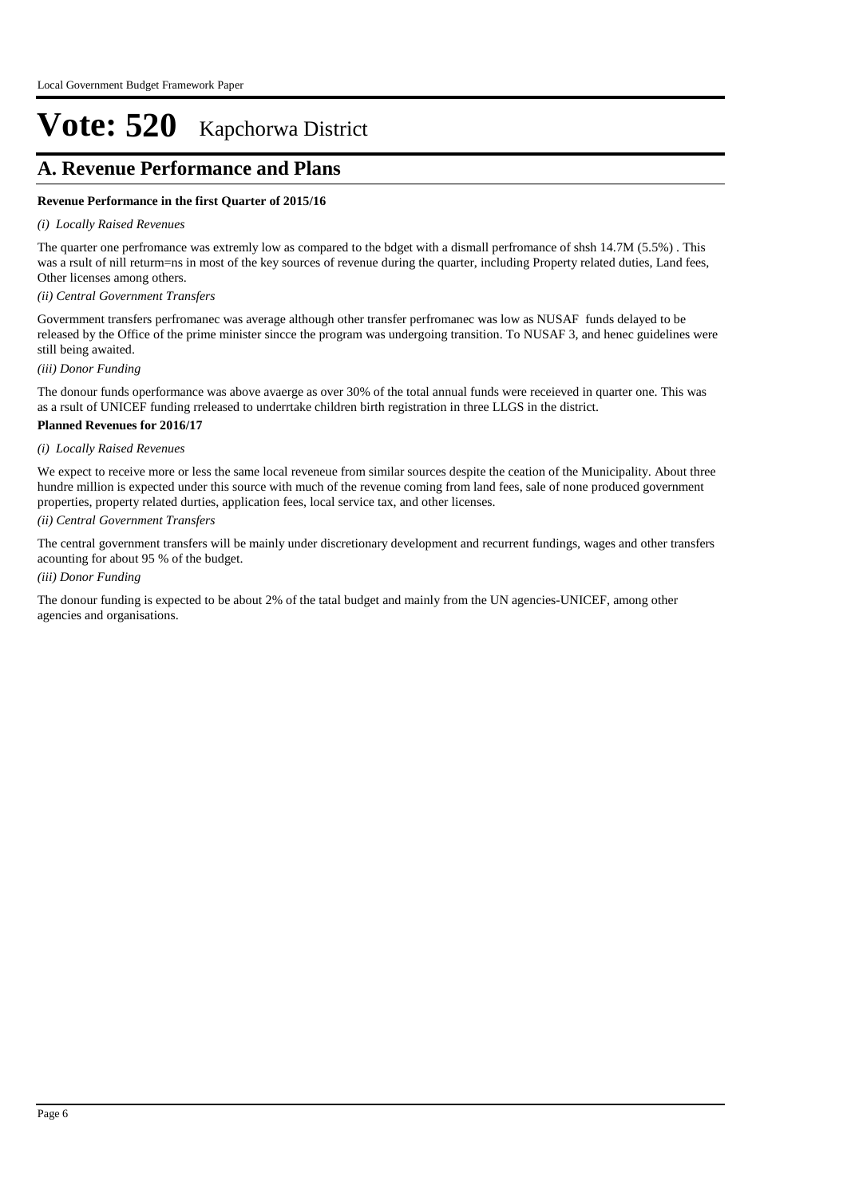# Vote: 520 Kapchorwa District

## A. Revenue Performance and Plans

**Revenue Performance in the first Quarter of 2015/16**

*(i) Locally Raised Revenues*

The quarter one perfromance was extremly low as compared to the bdget with a dismall perfromance of shsh 14.7M (5.5%) . This was a rsult of nill returm=ns in most of the key sources of revenue during the quarter, including Property related duties, Land fees, Other licenses among others.

*(ii) Central Government Transfers*

Govermment transfers perfromanec was average although other transfer perfromanec was low as NUSAF funds delayed to be released by the Office of the prime minister sincce the program was undergoing transition. To NUSAF 3, and henec guidelines were still being awaited.

*(iii) Donor Funding*

The donour funds operformance was above avaerge as over 30% of the total annual funds were receieved in quarter one. This was as a rsult of UNICEF funding rreleased to underrtake children birth registration in three LLGS in the district.

**Planned Revenues for 2016/17**

*(i) Locally Raised Revenues*

We expect to receive more or less the same local reveneue from similar sources despite the ceation of the Municipality. About three hundre million is expected under this source with much of the revenue coming from land fees, sale of none produced government properties, property related durties, application fees, local service tax, and other licenses.

*(ii) Central Government Transfers*

The central government transfers will be mainly under discretionary development and recurrent fundings, wages and other transfers acounting for about 95 % of the budget.

*(iii) Donor Funding*

The donour funding is expected to be about 2% of the tatal budget and mainly from the UN agencies-UNICEF, among other agencies and organisations.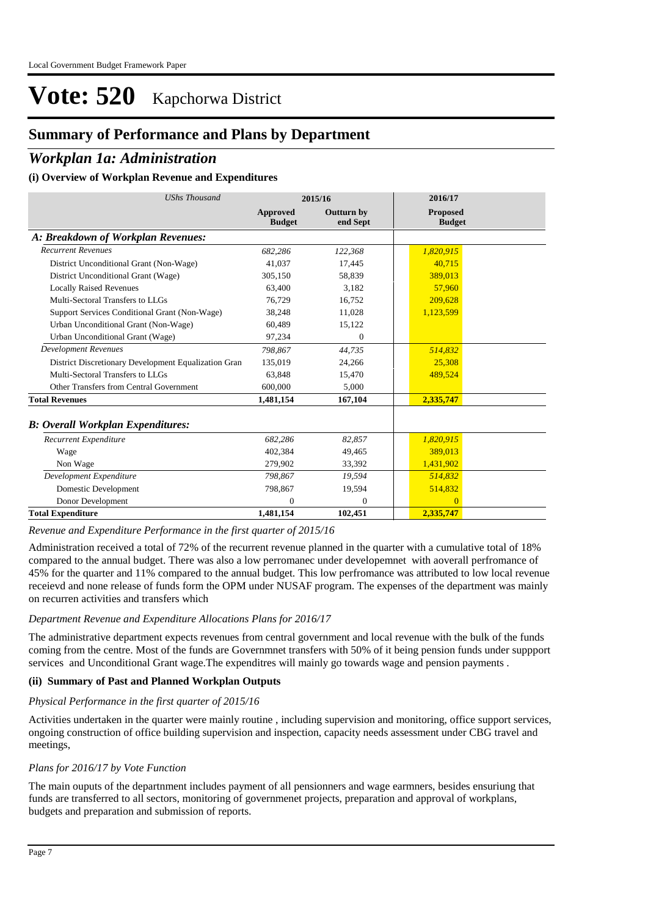# Vote: 520 Kapchorwa District

## Summary of Performance and Plans by Department

## *Workplan 1a: Administration*

### (i) Overview of Workplan Revenue and Expenditures

| *UShs Thousand* | 2015/16 | | 2016/17 |
|---|---|---|---|
| | **Approved Budget** | **Outturn by end Sept** | **Proposed Budget** |
| ***A: Breakdown of Workplan Revenues:*** | | | |
| *Recurrent Revenues* | *682,286* | *122,368* | *1,820,915* |
| District Unconditional Grant (Non-Wage) | 41,037 | 17,445 | 40,715 |
| District Unconditional Grant (Wage) | 305,150 | 58,839 | 389,013 |
| Locally Raised Revenues | 63,400 | 3,182 | 57,960 |
| Multi-Sectoral Transfers to LLGs | 76,729 | 16,752 | 209,628 |
| Support Services Conditional Grant (Non-Wage) | 38,248 | 11,028 | 1,123,599 |
| Urban Unconditional Grant (Non-Wage) | 60,489 | 15,122 | |
| Urban Unconditional Grant (Wage) | 97,234 | 0 | |
| *Development Revenues* | *798,867* | *44,735* | *514,832* |
| District Discretionary Development Equalization Gran | 135,019 | 24,266 | 25,308 |
| Multi-Sectoral Transfers to LLGs | 63,848 | 15,470 | 489,524 |
| Other Transfers from Central Government | 600,000 | 5,000 | |
| **Total Revenues** | **1,481,154** | **167,104** | **2,335,747** |
| ***B: Overall Workplan Expenditures:*** | | | |
| *Recurrent Expenditure* | *682,286* | *82,857* | *1,820,915* |
| Wage | 402,384 | 49,465 | 389,013 |
| Non Wage | 279,902 | 33,392 | 1,431,902 |
| *Development Expenditure* | *798,867* | *19,594* | *514,832* |
| Domestic Development | 798,867 | 19,594 | 514,832 |
| Donor Development | 0 | 0 | 0 |
| **Total Expenditure** | **1,481,154** | **102,451** | **2,335,747** |

*Revenue and Expenditure Performance in the first quarter of 2015/16*

Administration received a total of 72% of the recurrent revenue planned in the quarter with a cumulative total of 18% compared to the annual budget. There was also a low perromanec under developemnet with aoverall perfromance of 45% for the quarter and 11% compared to the annual budget. This low perfromance was attributed to low local revenue receievd and none release of funds form the OPM under NUSAF program. The expenses of the department was mainly on recurren activities and transfers which

*Department Revenue and Expenditure Allocations Plans for 2016/17*

The administrative department expects revenues from central government and local revenue with the bulk of the funds coming from the centre. Most of the funds are Governmnet transfers with 50% of it being pension funds under suppport services and Unconditional Grant wage.The expenditres will mainly go towards wage and pension payments .

### (ii) Summary of Past and Planned Workplan Outputs

*Physical Performance in the first quarter of 2015/16*

Activities undertaken in the quarter were mainly routine , including supervision and monitoring, office support services, ongoing construction of office building supervision and inspection, capacity needs assessment under CBG travel and meetings,

*Plans for 2016/17 by Vote Function*

The main ouputs of the departnment includes payment of all pensionners and wage earmners, besides ensuriung that funds are transferred to all sectors, monitoring of governmenet projects, preparation and approval of workplans, budgets and preparation and submission of reports.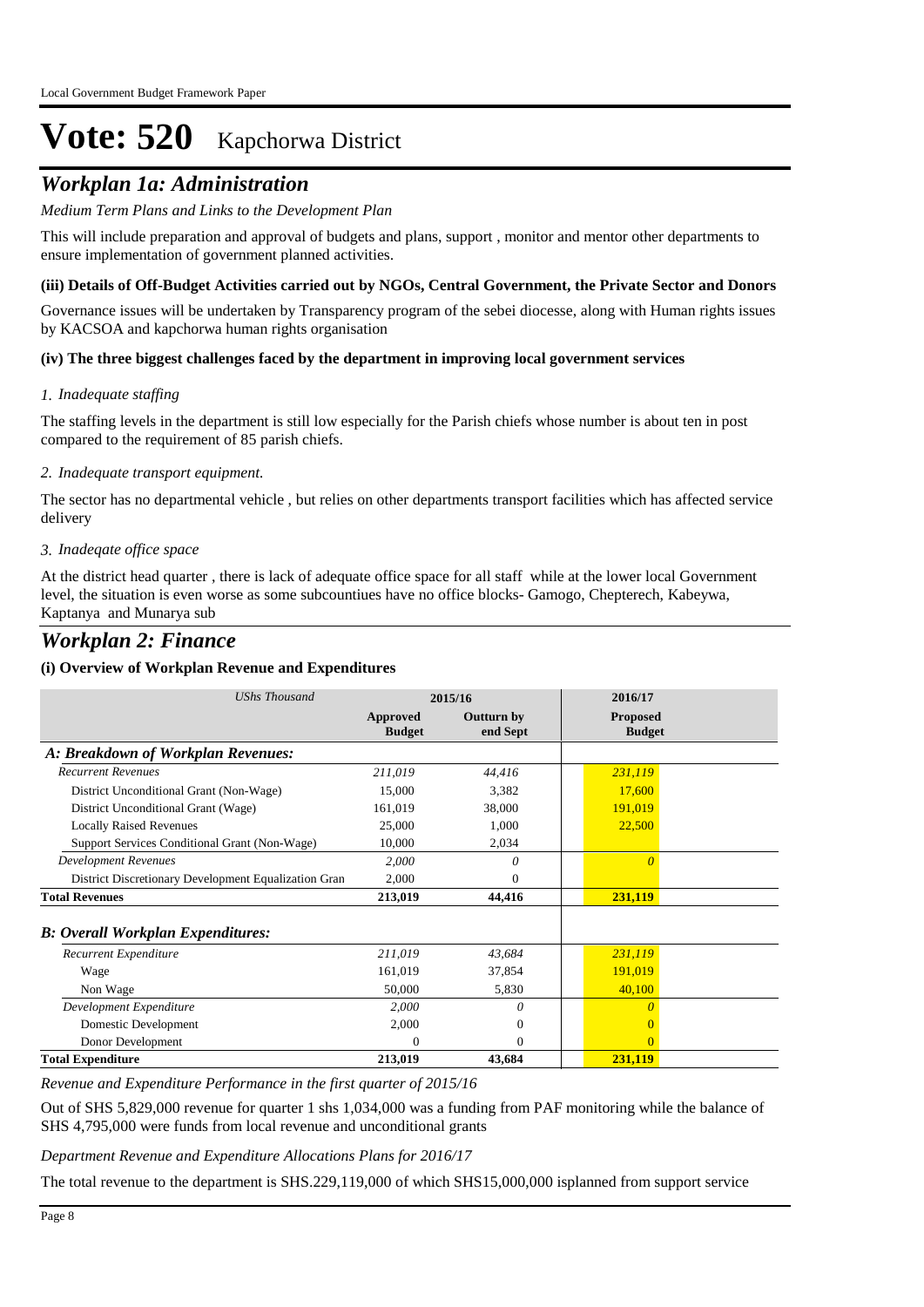# Vote: 520 Kapchorwa District

## Workplan 1a: Administration

*Medium Term Plans and Links to the Development Plan*

This will include preparation and approval of budgets and plans, support , monitor and mentor other departments to ensure implementation of government planned activities.

**(iii) Details of Off-Budget Activities carried out by NGOs, Central Government, the Private Sector and Donors**

Governance issues will be undertaken by Transparency program of the sebei diocesse, along with Human rights issues by KACSOA and kapchorwa human rights organisation

**(iv) The three biggest challenges faced by the department in improving local government services**

*1. Inadequate staffing*

The staffing levels in the department is still low especially for the Parish chiefs whose number is about ten in post compared to the requirement of 85 parish chiefs.

*2. Inadequate transport equipment.*

The sector has no departmental vehicle , but relies on other departments transport facilities which has affected service delivery

*3. Inadeqate office space*

At the district head quarter , there is lack of adequate office space for all staff while at the lower local Government level, the situation is even worse as some subcountiues have no office blocks- Gamogo, Chepterech, Kabeywa, Kaptanya and Munarya sub

## Workplan 2: Finance

**(i) Overview of Workplan Revenue and Expenditures**

| *UShs Thousand* | 2015/16 | | 2016/17 |
|---|---|---|---|
| | **Approved Budget** | **Outturn by end Sept** | **Proposed Budget** |
| ***A: Breakdown of Workplan Revenues:*** | | | |
| *Recurrent Revenues* | *211,019* | *44,416* | *231,119* |
| District Unconditional Grant (Non-Wage) | 15,000 | 3,382 | 17,600 |
| District Unconditional Grant (Wage) | 161,019 | 38,000 | 191,019 |
| Locally Raised Revenues | 25,000 | 1,000 | 22,500 |
| Support Services Conditional Grant (Non-Wage) | 10,000 | 2,034 | |
| *Development Revenues* | *2,000* | *0* | *0* |
| District Discretionary Development Equalization Gran | 2,000 | 0 | |
| **Total Revenues** | **213,019** | **44,416** | **231,119** |
| ***B: Overall Workplan Expenditures:*** | | | |
| *Recurrent Expenditure* | *211,019* | *43,684* | *231,119* |
| Wage | 161,019 | 37,854 | 191,019 |
| Non Wage | 50,000 | 5,830 | 40,100 |
| *Development Expenditure* | *2,000* | *0* | *0* |
| Domestic Development | 2,000 | 0 | 0 |
| Donor Development | 0 | 0 | 0 |
| **Total Expenditure** | **213,019** | **43,684** | **231,119** |

*Revenue and Expenditure Performance in the first quarter of 2015/16*

Out of SHS 5,829,000 revenue for quarter 1 shs 1,034,000 was a funding from PAF monitoring while the balance of SHS 4,795,000 were funds from local revenue and unconditional grants

*Department Revenue and Expenditure Allocations Plans for 2016/17*

The total revenue to the department is SHS.229,119,000 of which SHS15,000,000 isplanned from support service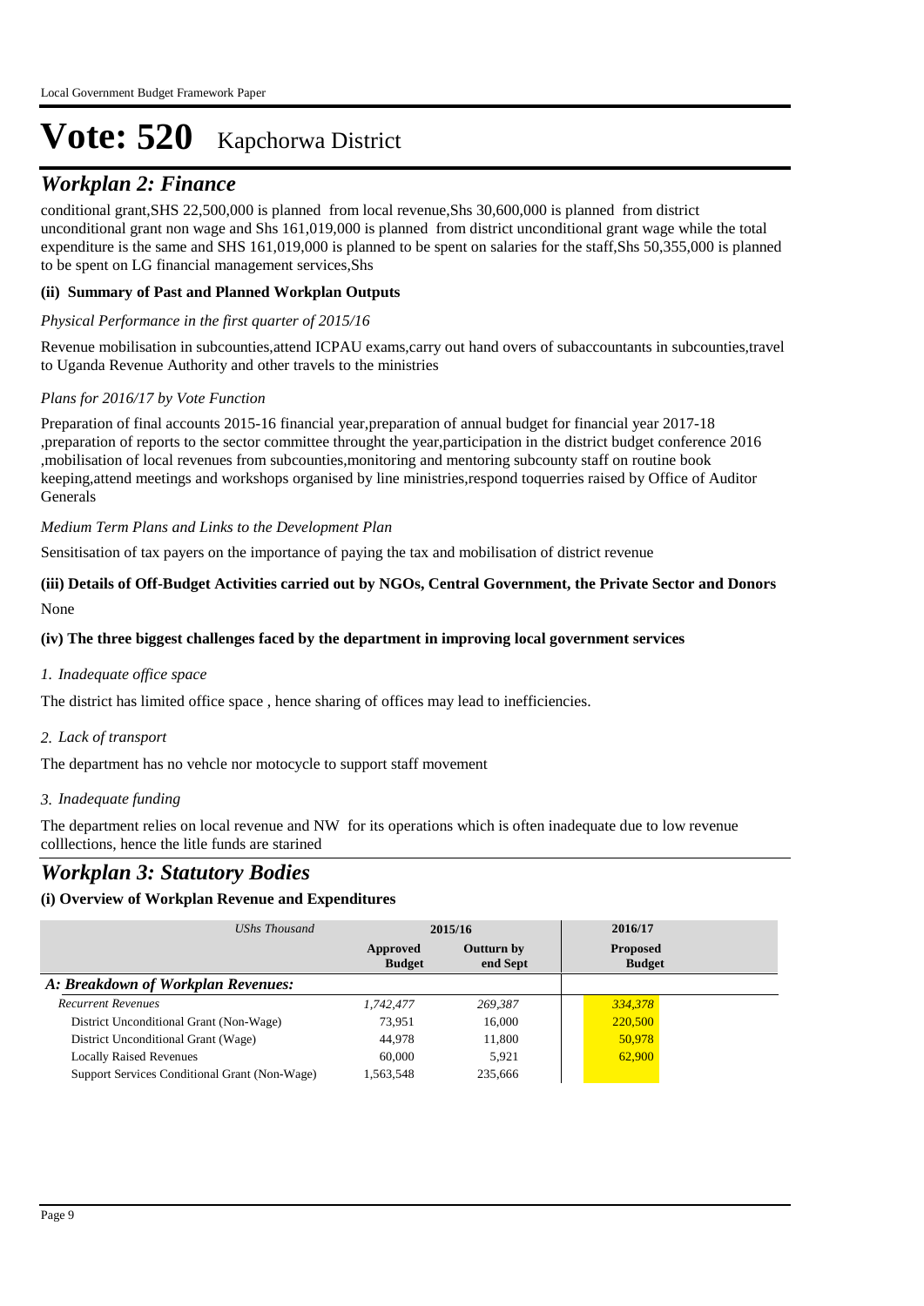# Vote: 520 Kapchorwa District

## *Workplan 2: Finance*

conditional grant,SHS 22,500,000 is planned from local revenue,Shs 30,600,000 is planned from district unconditional grant non wage and Shs 161,019,000 is planned from district unconditional grant wage while the total expenditure is the same and SHS 161,019,000 is planned to be spent on salaries for the staff,Shs 50,355,000 is planned to be spent on LG financial management services,Shs

### (ii) Summary of Past and Planned Workplan Outputs

*Physical Performance in the first quarter of 2015/16*

Revenue mobilisation in subcounties,attend ICPAU exams,carry out hand overs of subaccountants in subcounties,travel to Uganda Revenue Authority and other travels to the ministries

*Plans for 2016/17 by Vote Function*

Preparation of final accounts 2015-16 financial year,preparation of annual budget for financial year 2017-18 ,preparation of reports to the sector committee throught the year,participation in the district budget conference 2016 ,mobilisation of local revenues from subcounties,monitoring and mentoring subcounty staff on routine book keeping,attend meetings and workshops organised by line ministries,respond toquerries raised by Office of Auditor Generals

*Medium Term Plans and Links to the Development Plan*

Sensitisation of tax payers on the importance of paying the tax and mobilisation of district revenue

### (iii) Details of Off-Budget Activities carried out by NGOs, Central Government, the Private Sector and Donors

None

### (iv) The three biggest challenges faced by the department in improving local government services

*1. Inadequate office space*

The district has limited office space , hence sharing of offices may lead to inefficiencies.

*2. Lack of transport*

The department has no vehcle nor motocycle to support staff movement

*3. Inadequate funding*

The department relies on local revenue and NW for its operations which is often inadequate due to low revenue colllections, hence the litle funds are starined

## *Workplan 3: Statutory Bodies*

### (i) Overview of Workplan Revenue and Expenditures

| *UShs Thousand* | 2015/16 | | 2016/17 |
|---|---|---|---|
| | **Approved Budget** | **Outturn by end Sept** | **Proposed Budget** |
| ***A: Breakdown of Workplan Revenues:*** | | | |
| *Recurrent Revenues* | *1,742,477* | *269,387* | *334,378* |
| District Unconditional Grant (Non-Wage) | 73,951 | 16,000 | 220,500 |
| District Unconditional Grant (Wage) | 44,978 | 11,800 | 50,978 |
| Locally Raised Revenues | 60,000 | 5,921 | 62,900 |
| Support Services Conditional Grant (Non-Wage) | 1,563,548 | 235,666 | |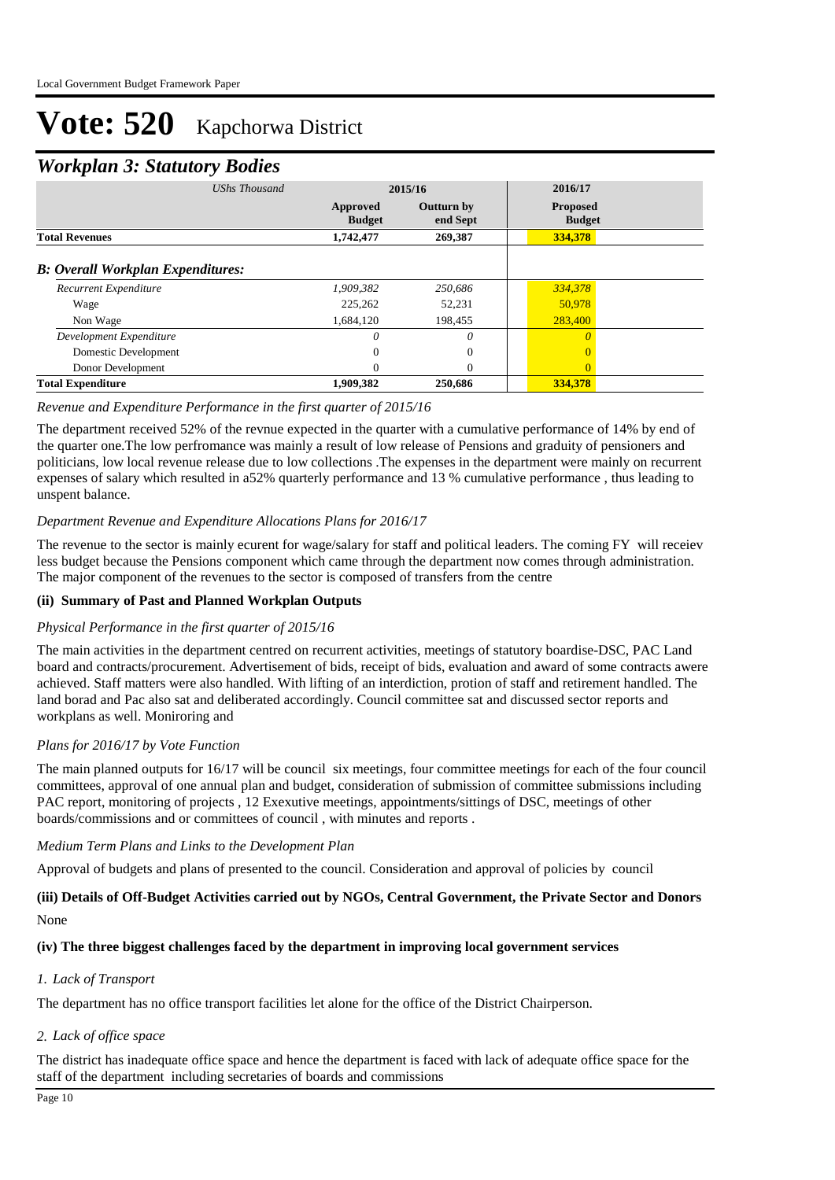# Vote: 520 Kapchorwa District

## *Workplan 3: Statutory Bodies*

| *UShs Thousand* | 2015/16 | | 2016/17 |
|---|---|---|---|
| | **Approved Budget** | **Outturn by end Sept** | **Proposed Budget** |
| **Total Revenues** | **1,742,477** | **269,387** | **334,378** |
| ***B: Overall Workplan Expenditures:*** | | | |
| *Recurrent Expenditure* | *1,909,382* | *250,686* | *334,378* |
| Wage | 225,262 | 52,231 | 50,978 |
| Non Wage | 1,684,120 | 198,455 | 283,400 |
| *Development Expenditure* | *0* | *0* | *0* |
| Domestic Development | 0 | 0 | 0 |
| Donor Development | 0 | 0 | 0 |
| **Total Expenditure** | **1,909,382** | **250,686** | **334,378** |

*Revenue and Expenditure Performance in the first quarter of 2015/16*

The department received 52% of the revnue expected in the quarter with a cumulative performance of 14% by end of the quarter one.The low perfromance was mainly a result of low release of Pensions and graduity of pensioners and politicians, low local revenue release due to low collections .The expenses in the department were mainly on recurrent expenses of salary which resulted in a52% quarterly performance and 13 % cumulative performance , thus leading to unspent balance.

*Department Revenue and Expenditure Allocations Plans for 2016/17*

The revenue to the sector is mainly ecurent for wage/salary for staff and political leaders. The coming FY will receiev less budget because the Pensions component which came through the department now comes through administration. The major component of the revenues to the sector is composed of transfers from the centre

### (ii) Summary of Past and Planned Workplan Outputs

*Physical Performance in the first quarter of 2015/16*

The main activities in the department centred on recurrent activities, meetings of statutory boardise-DSC, PAC Land board and contracts/procurement. Advertisement of bids, receipt of bids, evaluation and award of some contracts awere achieved. Staff matters were also handled. With lifting of an interdiction, protion of staff and retirement handled. The land borad and Pac also sat and deliberated accordingly. Council committee sat and discussed sector reports and workplans as well. Moniroring and

*Plans for 2016/17 by Vote Function*

The main planned outputs for 16/17 will be council six meetings, four committee meetings for each of the four council committees, approval of one annual plan and budget, consideration of submission of committee submissions including PAC report, monitoring of projects , 12 Exexutive meetings, appointments/sittings of DSC, meetings of other boards/commissions and or committees of council , with minutes and reports .

*Medium Term Plans and Links to the Development Plan*

Approval of budgets and plans of presented to the council. Consideration and approval of policies by council

### (iii) Details of Off-Budget Activities carried out by NGOs, Central Government, the Private Sector and Donors

None

### (iv) The three biggest challenges faced by the department in improving local government services

*1. Lack of Transport*

The department has no office transport facilities let alone for the office of the District Chairperson.

*2. Lack of office space*

The district has inadequate office space and hence the department is faced with lack of adequate office space for the staff of the department including secretaries of boards and commissions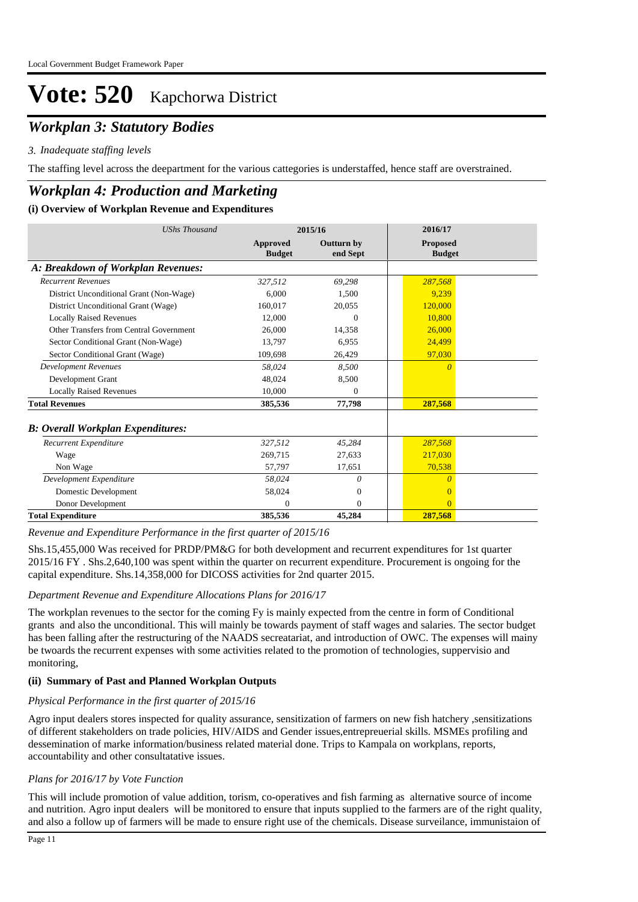# Vote: 520 Kapchorwa District

## *Workplan 3: Statutory Bodies*

*3. Inadequate staffing levels*

The staffing level across the deepartment for the various cattegories is understaffed, hence staff are overstrained.

## *Workplan 4: Production and Marketing*

### (i) Overview of Workplan Revenue and Expenditures

| *UShs Thousand* | 2015/16 | | 2016/17 |
|---|---|---|---|
| | **Approved Budget** | **Outturn by end Sept** | **Proposed Budget** |
| ***A: Breakdown of Workplan Revenues:*** | | | |
| *Recurrent Revenues* | *327,512* | *69,298* | *287,568* |
| District Unconditional Grant (Non-Wage) | 6,000 | 1,500 | 9,239 |
| District Unconditional Grant (Wage) | 160,017 | 20,055 | 120,000 |
| Locally Raised Revenues | 12,000 | 0 | 10,800 |
| Other Transfers from Central Government | 26,000 | 14,358 | 26,000 |
| Sector Conditional Grant (Non-Wage) | 13,797 | 6,955 | 24,499 |
| Sector Conditional Grant (Wage) | 109,698 | 26,429 | 97,030 |
| *Development Revenues* | *58,024* | *8,500* | *0* |
| Development Grant | 48,024 | 8,500 | |
| Locally Raised Revenues | 10,000 | 0 | |
| **Total Revenues** | **385,536** | **77,798** | **287,568** |
| ***B: Overall Workplan Expenditures:*** | | | |
| *Recurrent Expenditure* | *327,512* | *45,284* | *287,568* |
| Wage | 269,715 | 27,633 | 217,030 |
| Non Wage | 57,797 | 17,651 | 70,538 |
| *Development Expenditure* | *58,024* | *0* | *0* |
| Domestic Development | 58,024 | 0 | 0 |
| Donor Development | 0 | 0 | 0 |
| **Total Expenditure** | **385,536** | **45,284** | **287,568** |

*Revenue and Expenditure Performance in the first quarter of 2015/16*

Shs.15,455,000 Was received for PRDP/PM&G for both development and recurrent expenditures for 1st quarter 2015/16 FY . Shs.2,640,100 was spent within the quarter on recurrent expenditure. Procurement is ongoing for the capital expenditure. Shs.14,358,000 for DICOSS activities for 2nd quarter 2015.

*Department Revenue and Expenditure Allocations Plans for 2016/17*

The workplan revenues to the sector for the coming Fy is mainly expected from the centre in form of Conditional grants and also the unconditional. This will mainly be towards payment of staff wages and salaries. The sector budget has been falling after the restructuring of the NAADS secreatariat, and introduction of OWC. The expenses will mainy be twoards the recurrent expenses with some activities related to the promotion of technologies, suppervisio and monitoring,

### (ii) Summary of Past and Planned Workplan Outputs

*Physical Performance in the first quarter of 2015/16*

Agro input dealers stores inspected for quality assurance, sensitization of farmers on new fish hatchery ,sensitizations of different stakeholders on trade policies, HIV/AIDS and Gender issues,entrepreuerial skills. MSMEs profiling and dessemination of marke information/business related material done. Trips to Kampala on workplans, reports, accountability and other consultatative issues.

*Plans for 2016/17 by Vote Function*

This will include promotion of value addition, torism, co-operatives and fish farming as alternative source of income and nutrition. Agro input dealers will be monitored to ensure that inputs supplied to the farmers are of the right quality, and also a follow up of farmers will be made to ensure right use of the chemicals. Disease surveilance, immunistaion of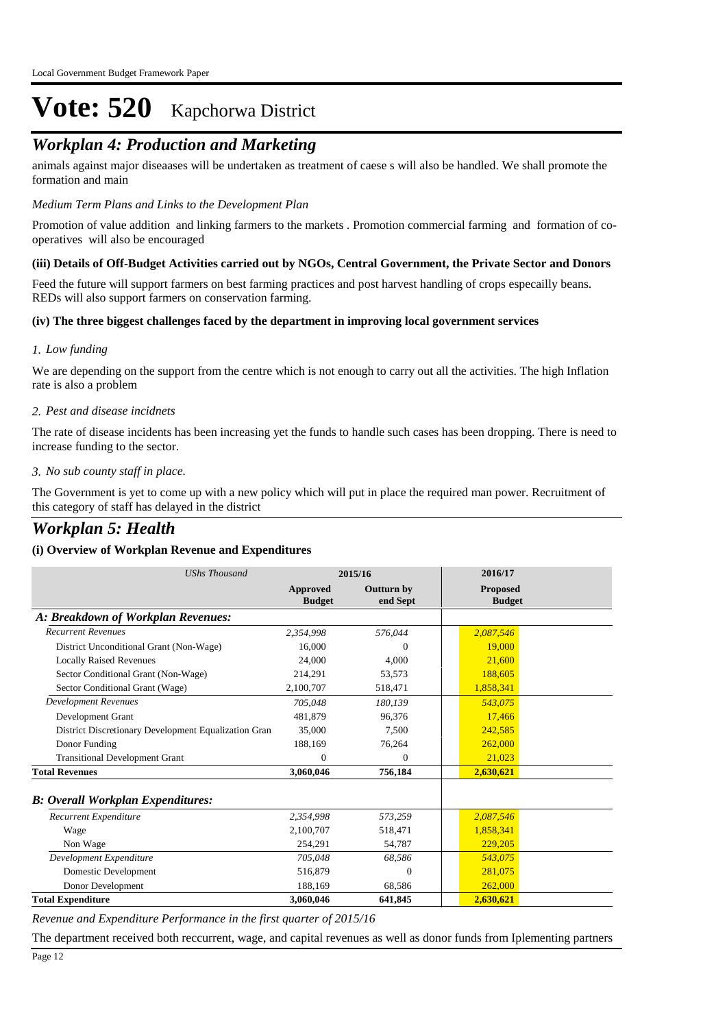# Vote: 520 Kapchorwa District

## *Workplan 4: Production and Marketing*

animals against major diseaases will be undertaken as treatment of caese s will also be handled. We shall promote the formation and main

*Medium Term Plans and Links to the Development Plan*

Promotion of value addition and linking farmers to the markets . Promotion commercial farming and formation of co-operatives will also be encouraged

**(iii) Details of Off-Budget Activities carried out by NGOs, Central Government, the Private Sector and Donors**

Feed the future will support farmers on best farming practices and post harvest handling of crops especailly beans. REDs will also support farmers on conservation farming.

**(iv) The three biggest challenges faced by the department in improving local government services**

*1. Low funding*

We are depending on the support from the centre which is not enough to carry out all the activities. The high Inflation rate is also a problem

*2. Pest and disease incidnets*

The rate of disease incidents has been increasing yet the funds to handle such cases has been dropping. There is need to increase funding to the sector.

*3. No sub county staff in place.*

The Government is yet to come up with a new policy which will put in place the required man power. Recruitment of this category of staff has delayed in the district

## *Workplan 5: Health*

**(i) Overview of Workplan Revenue and Expenditures**

| *UShs Thousand* | 2015/16 | | 2016/17 |
|---|---|---|---|
| | **Approved Budget** | **Outturn by end Sept** | **Proposed Budget** |
| ***A: Breakdown of Workplan Revenues:*** | | | |
| *Recurrent Revenues* | *2,354,998* | *576,044* | *2,087,546* |
| District Unconditional Grant (Non-Wage) | 16,000 | 0 | 19,000 |
| Locally Raised Revenues | 24,000 | 4,000 | 21,600 |
| Sector Conditional Grant (Non-Wage) | 214,291 | 53,573 | 188,605 |
| Sector Conditional Grant (Wage) | 2,100,707 | 518,471 | 1,858,341 |
| *Development Revenues* | *705,048* | *180,139* | *543,075* |
| Development Grant | 481,879 | 96,376 | 17,466 |
| District Discretionary Development Equalization Gran | 35,000 | 7,500 | 242,585 |
| Donor Funding | 188,169 | 76,264 | 262,000 |
| Transitional Development Grant | 0 | 0 | 21,023 |
| **Total Revenues** | **3,060,046** | **756,184** | **2,630,621** |
| ***B: Overall Workplan Expenditures:*** | | | |
| *Recurrent Expenditure* | *2,354,998* | *573,259* | *2,087,546* |
| Wage | 2,100,707 | 518,471 | 1,858,341 |
| Non Wage | 254,291 | 54,787 | 229,205 |
| *Development Expenditure* | *705,048* | *68,586* | *543,075* |
| Domestic Development | 516,879 | 0 | 281,075 |
| Donor Development | 188,169 | 68,586 | 262,000 |
| **Total Expenditure** | **3,060,046** | **641,845** | **2,630,621** |

*Revenue and Expenditure Performance in the first quarter of 2015/16*

The department received both reccurrent, wage, and capital revenues as well as donor funds from Iplementing partners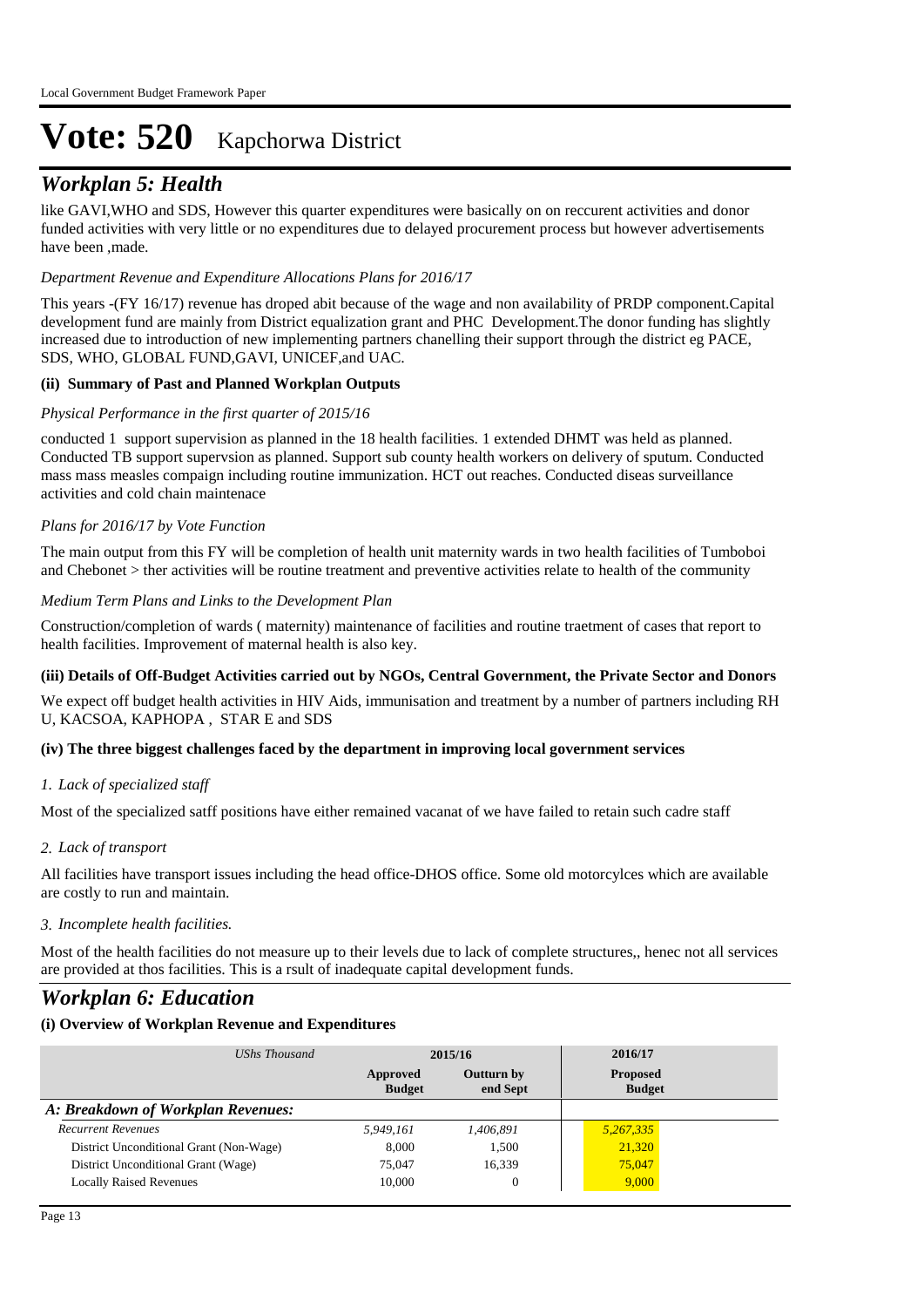# Vote: 520 Kapchorwa District

## *Workplan 5: Health*

like GAVI,WHO and SDS, However this quarter expenditures were basically on on reccurent activities and donor funded activities with very little or no expenditures due to delayed procurement process but however advertisements have been ,made.

*Department Revenue and Expenditure Allocations Plans for 2016/17*

This years -(FY 16/17) revenue has droped abit because of the wage and non availability of PRDP component.Capital development fund are mainly from District equalization grant and PHC Development.The donor funding has slightly increased due to introduction of new implementing partners chanelling their support through the district eg PACE, SDS, WHO, GLOBAL FUND,GAVI, UNICEF,and UAC.

**(ii) Summary of Past and Planned Workplan Outputs**

*Physical Performance in the first quarter of 2015/16*

conducted 1 support supervision as planned in the 18 health facilities. 1 extended DHMT was held as planned. Conducted TB support supervsion as planned. Support sub county health workers on delivery of sputum. Conducted mass mass measles compaign including routine immunization. HCT out reaches. Conducted diseas surveillance activities and cold chain maintenace

*Plans for 2016/17 by Vote Function*

The main output from this FY will be completion of health unit maternity wards in two health facilities of Tumboboi and Chebonet > ther activities will be routine treatment and preventive activities relate to health of the community

*Medium Term Plans and Links to the Development Plan*

Construction/completion of wards ( maternity) maintenance of facilities and routine traetment of cases that report to health facilities. Improvement of maternal health is also key.

**(iii) Details of Off-Budget Activities carried out by NGOs, Central Government, the Private Sector and Donors**

We expect off budget health activities in HIV Aids, immunisation and treatment by a number of partners including RH U, KACSOA, KAPHOPA , STAR E and SDS

**(iv) The three biggest challenges faced by the department in improving local government services**

*1. Lack of specialized staff*

Most of the specialized satff positions have either remained vacanat of we have failed to retain such cadre staff

*2. Lack of transport*

All facilities have transport issues including the head office-DHOS office. Some old motorcylces which are available are costly to run and maintain.

*3. Incomplete health facilities.*

Most of the health facilities do not measure up to their levels due to lack of complete structures,, henec not all services are provided at thos facilities. This is a rsult of inadequate capital development funds.

## *Workplan 6: Education*

**(i) Overview of Workplan Revenue and Expenditures**

| *UShs Thousand* | 2015/16 | | 2016/17 |
|---|---|---|---|
| | **Approved Budget** | **Outturn by end Sept** | **Proposed Budget** |
| ***A: Breakdown of Workplan Revenues:*** | | | |
| *Recurrent Revenues* | *5,949,161* | *1,406,891* | *5,267,335* |
| District Unconditional Grant (Non-Wage) | 8,000 | 1,500 | 21,320 |
| District Unconditional Grant (Wage) | 75,047 | 16,339 | 75,047 |
| Locally Raised Revenues | 10,000 | 0 | 9,000 |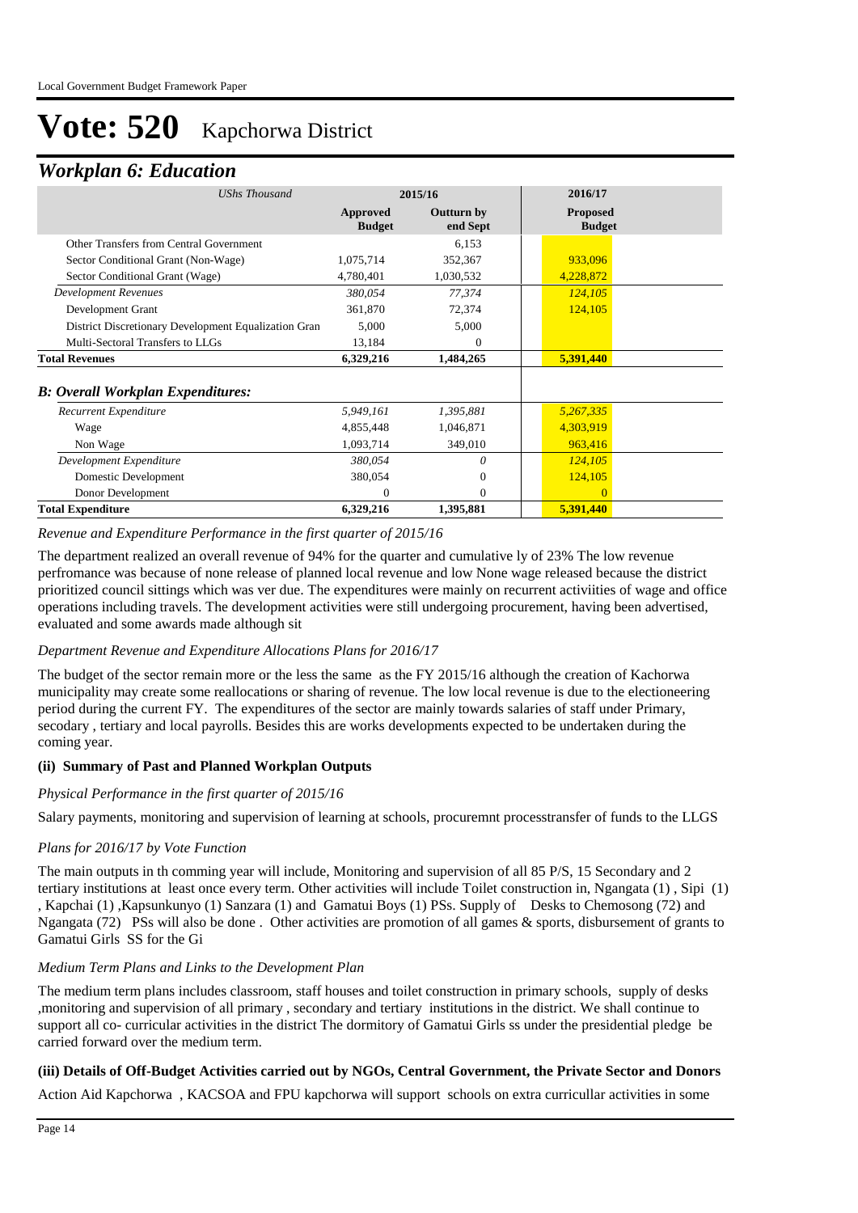# Vote: 520 Kapchorwa District

## *Workplan 6: Education*

| *UShs Thousand* | 2015/16 | | 2016/17 |
|---|---|---|---|
| | **Approved Budget** | **Outturn by end Sept** | **Proposed Budget** |
| Other Transfers from Central Government | | 6,153 | |
| Sector Conditional Grant (Non-Wage) | 1,075,714 | 352,367 | 933,096 |
| Sector Conditional Grant (Wage) | 4,780,401 | 1,030,532 | 4,228,872 |
| *Development Revenues* | *380,054* | *77,374* | *124,105* |
| Development Grant | 361,870 | 72,374 | 124,105 |
| District Discretionary Development Equalization Gran | 5,000 | 5,000 | |
| Multi-Sectoral Transfers to LLGs | 13,184 | 0 | |
| **Total Revenues** | **6,329,216** | **1,484,265** | **5,391,440** |
| ***B: Overall Workplan Expenditures:*** | | | |
| *Recurrent Expenditure* | *5,949,161* | *1,395,881* | *5,267,335* |
| Wage | 4,855,448 | 1,046,871 | 4,303,919 |
| Non Wage | 1,093,714 | 349,010 | 963,416 |
| *Development Expenditure* | *380,054* | *0* | *124,105* |
| Domestic Development | 380,054 | 0 | 124,105 |
| Donor Development | 0 | 0 | 0 |
| **Total Expenditure** | **6,329,216** | **1,395,881** | **5,391,440** |

*Revenue and Expenditure Performance in the first quarter of 2015/16*

The department realized an overall revenue of 94% for the quarter and cumulative ly of 23% The low revenue perfromance was because of none release of planned local revenue and low None wage released because the district prioritized council sittings which was ver due. The expenditures were mainly on recurrent activiities of wage and office operations including travels. The development activities were still undergoing procurement, having been advertised, evaluated and some awards made although sit

*Department Revenue and Expenditure Allocations Plans for 2016/17*

The budget of the sector remain more or the less the same as the FY 2015/16 although the creation of Kachorwa municipality may create some reallocations or sharing of revenue. The low local revenue is due to the electioneering period during the current FY. The expenditures of the sector are mainly towards salaries of staff under Primary, secodary , tertiary and local payrolls. Besides this are works developments expected to be undertaken during the coming year.

**(ii) Summary of Past and Planned Workplan Outputs**

*Physical Performance in the first quarter of 2015/16*

Salary payments, monitoring and supervision of learning at schools, procuremnt processtransfer of funds to the LLGS

*Plans for 2016/17 by Vote Function*

The main outputs in th comming year will include, Monitoring and supervision of all 85 P/S, 15 Secondary and 2 tertiary institutions at least once every term. Other activities will include Toilet construction in, Ngangata (1) , Sipi (1) , Kapchai (1) ,Kapsunkunyo (1) Sanzara (1) and Gamatui Boys (1) PSs. Supply of Desks to Chemosong (72) and Ngangata (72) PSs will also be done . Other activities are promotion of all games & sports, disbursement of grants to Gamatui Girls SS for the Gi

*Medium Term Plans and Links to the Development Plan*

The medium term plans includes classroom, staff houses and toilet construction in primary schools, supply of desks ,monitoring and supervision of all primary , secondary and tertiary institutions in the district. We shall continue to support all co- curricular activities in the district The dormitory of Gamatui Girls ss under the presidential pledge be carried forward over the medium term.

**(iii) Details of Off-Budget Activities carried out by NGOs, Central Government, the Private Sector and Donors**

Action Aid Kapchorwa , KACSOA and FPU kapchorwa will support schools on extra curricullar activities in some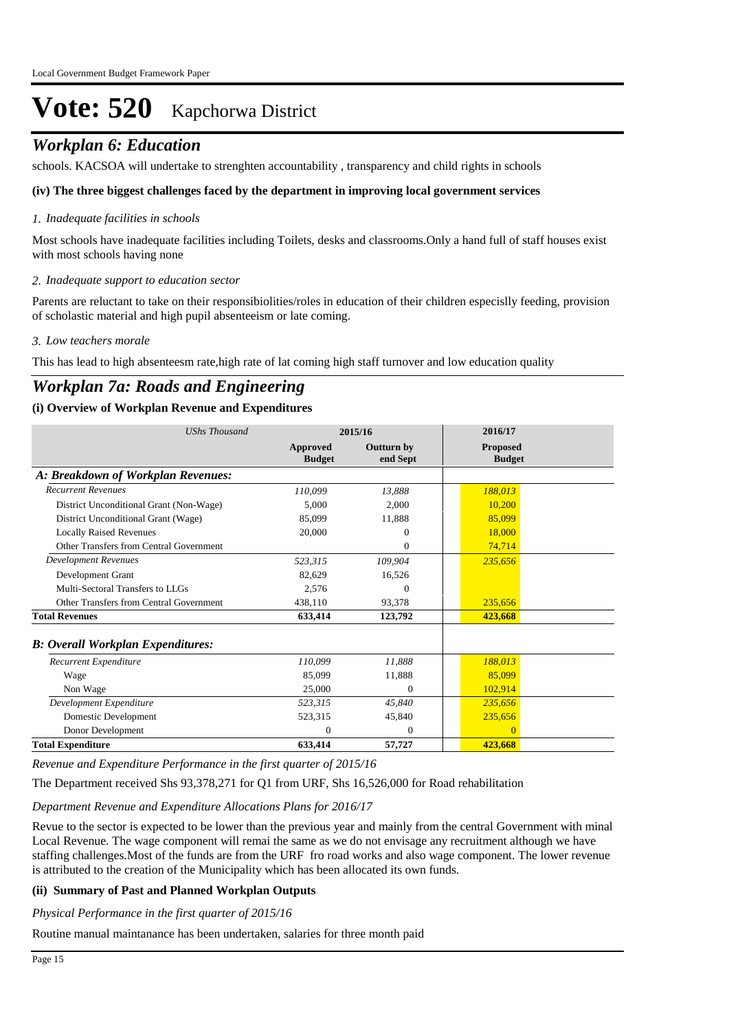# Vote: 520 Kapchorwa District

## *Workplan 6: Education*

schools. KACSOA will undertake to strenghten accountability , transparency and child rights in schools

**(iv) The three biggest challenges faced by the department in improving local government services**

*1. Inadequate facilities in schools*

Most schools have inadequate facilities including Toilets, desks and classrooms.Only a hand full of staff houses exist with most schools having none

*2. Inadequate support to education sector*

Parents are reluctant to take on their responsibiolities/roles in education of their children especislly feeding, provision of scholastic material and high pupil absenteeism or late coming.

*3. Low teachers morale*

This has lead to high absenteesm rate,high rate of lat coming high staff turnover and low education quality

## *Workplan 7a: Roads and Engineering*

**(i) Overview of Workplan Revenue and Expenditures**

| *UShs Thousand* | 2015/16 | | 2016/17 |
|---|---|---|---|
| | **Approved Budget** | **Outturn by end Sept** | **Proposed Budget** |
| ***A: Breakdown of Workplan Revenues:*** | | | |
| *Recurrent Revenues* | *110,099* | *13,888* | *188,013* |
| District Unconditional Grant (Non-Wage) | 5,000 | 2,000 | 10,200 |
| District Unconditional Grant (Wage) | 85,099 | 11,888 | 85,099 |
| Locally Raised Revenues | 20,000 | 0 | 18,000 |
| Other Transfers from Central Government | | 0 | 74,714 |
| *Development Revenues* | *523,315* | *109,904* | *235,656* |
| Development Grant | 82,629 | 16,526 | |
| Multi-Sectoral Transfers to LLGs | 2,576 | 0 | |
| Other Transfers from Central Government | 438,110 | 93,378 | 235,656 |
| **Total Revenues** | **633,414** | **123,792** | **423,668** |
| ***B: Overall Workplan Expenditures:*** | | | |
| *Recurrent Expenditure* | *110,099* | *11,888* | *188,013* |
| Wage | 85,099 | 11,888 | 85,099 |
| Non Wage | 25,000 | 0 | 102,914 |
| *Development Expenditure* | *523,315* | *45,840* | *235,656* |
| Domestic Development | 523,315 | 45,840 | 235,656 |
| Donor Development | 0 | 0 | 0 |
| **Total Expenditure** | **633,414** | **57,727** | **423,668** |

*Revenue and Expenditure Performance in the first quarter of 2015/16*

The Department received Shs 93,378,271 for Q1 from URF, Shs 16,526,000 for Road rehabilitation

*Department Revenue and Expenditure Allocations Plans for 2016/17*

Revue to the sector is expected to be lower than the previous year and mainly from the central Government with minal Local Revenue. The wage component will remai the same as we do not envisage any recruitment although we have staffing challenges.Most of the funds are from the URF fro road works and also wage component. The lower revenue is attributed to the creation of the Municipality which has been allocated its own funds.

**(ii) Summary of Past and Planned Workplan Outputs**

*Physical Performance in the first quarter of 2015/16*

Routine manual maintanance has been undertaken, salaries for three month paid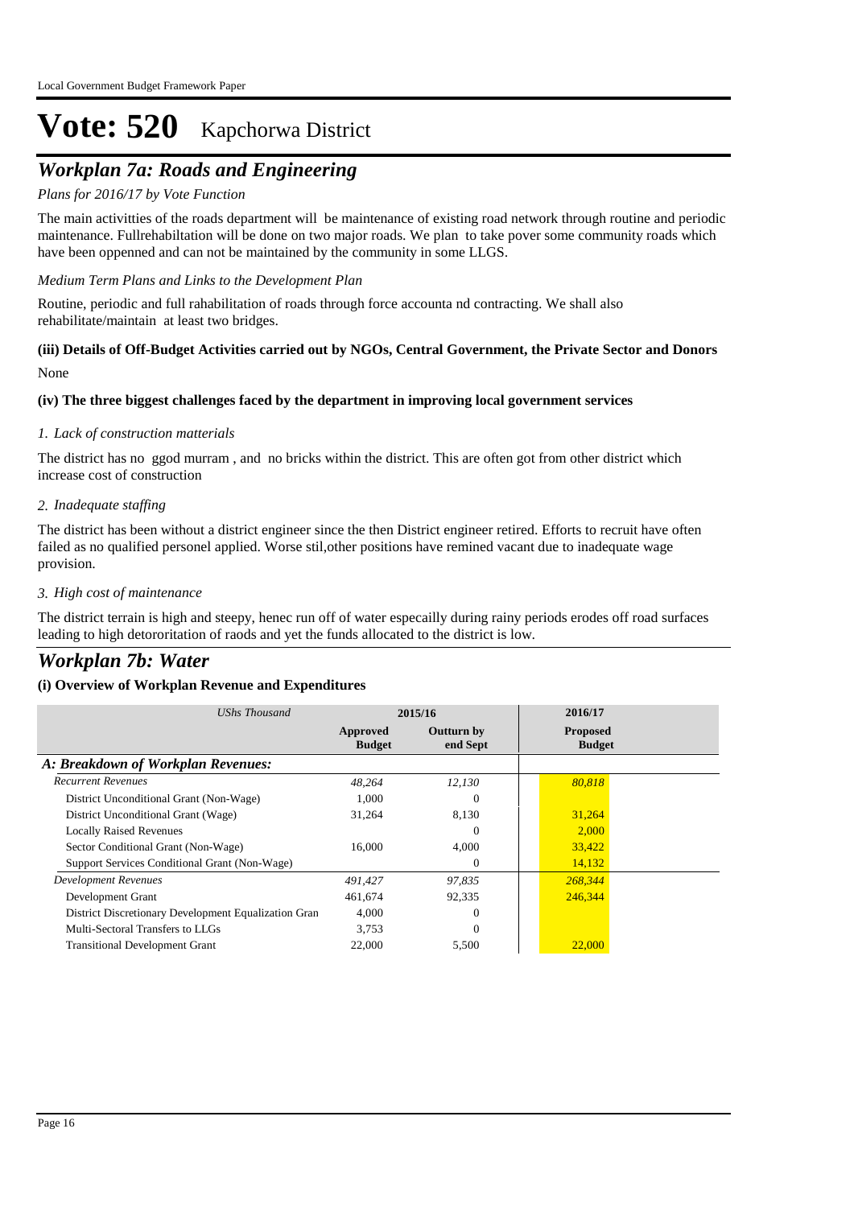# Vote: 520 Kapchorwa District

## *Workplan 7a: Roads and Engineering*

*Plans for 2016/17 by Vote Function*

The main activitties of the roads department will be maintenance of existing road network through routine and periodic maintenance. Fullrehabiltation will be done on two major roads. We plan to take pover some community roads which have been oppenned and can not be maintained by the community in some LLGS.

*Medium Term Plans and Links to the Development Plan*

Routine, periodic and full rahabilitation of roads through force accounta nd contracting. We shall also rehabilitate/maintain at least two bridges.

**(iii) Details of Off-Budget Activities carried out by NGOs, Central Government, the Private Sector and Donors**

None

**(iv) The three biggest challenges faced by the department in improving local government services**

*1. Lack of construction matterials*

The district has no ggod murram , and no bricks within the district. This are often got from other district which increase cost of construction

*2. Inadequate staffing*

The district has been without a district engineer since the then District engineer retired. Efforts to recruit have often failed as no qualified personel applied. Worse stil,other positions have remined vacant due to inadequate wage provision.

*3. High cost of maintenance*

The district terrain is high and steepy, henec run off of water especailly during rainy periods erodes off road surfaces leading to high detororitation of raods and yet the funds allocated to the district is low.

## *Workplan 7b: Water*

**(i) Overview of Workplan Revenue and Expenditures**

| *UShs Thousand* | 2015/16 | | 2016/17 |
|---|---|---|---|
| | **Approved Budget** | **Outturn by end Sept** | **Proposed Budget** |
| ***A: Breakdown of Workplan Revenues:*** | | | |
| *Recurrent Revenues* | *48,264* | *12,130* | *80,818* |
| District Unconditional Grant (Non-Wage) | 1,000 | 0 | |
| District Unconditional Grant (Wage) | 31,264 | 8,130 | 31,264 |
| Locally Raised Revenues | | 0 | 2,000 |
| Sector Conditional Grant (Non-Wage) | 16,000 | 4,000 | 33,422 |
| Support Services Conditional Grant (Non-Wage) | | 0 | 14,132 |
| *Development Revenues* | *491,427* | *97,835* | *268,344* |
| Development Grant | 461,674 | 92,335 | 246,344 |
| District Discretionary Development Equalization Gran | 4,000 | 0 | |
| Multi-Sectoral Transfers to LLGs | 3,753 | 0 | |
| Transitional Development Grant | 22,000 | 5,500 | 22,000 |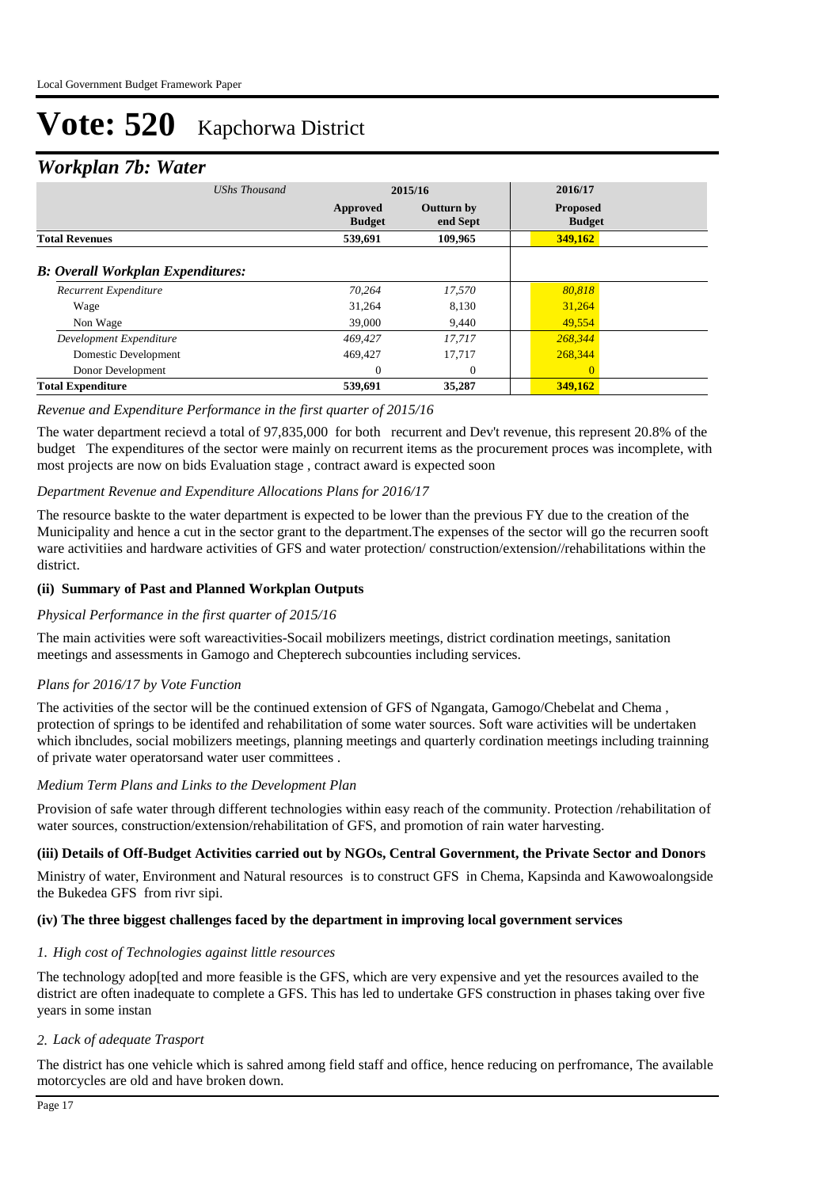# Vote: 520 Kapchorwa District

## Workplan 7b: Water

| UShs Thousand | 2015/16 | | 2016/17 |
|---|---|---|---|
| | Approved Budget | Outturn by end Sept | Proposed Budget |
| **Total Revenues** | **539,691** | **109,965** | **349,162** |
| ***B: Overall Workplan Expenditures:*** | | | |
| *Recurrent Expenditure* | *70,264* | *17,570* | *80,818* |
| Wage | 31,264 | 8,130 | 31,264 |
| Non Wage | 39,000 | 9,440 | 49,554 |
| *Development Expenditure* | *469,427* | *17,717* | *268,344* |
| Domestic Development | 469,427 | 17,717 | 268,344 |
| Donor Development | 0 | 0 | 0 |
| **Total Expenditure** | **539,691** | **35,287** | **349,162** |

*Revenue and Expenditure Performance in the first quarter of 2015/16*

The water department recievd a total of 97,835,000 for both recurrent and Dev't revenue, this represent 20.8% of the budget The expenditures of the sector were mainly on recurrent items as the procurement proces was incomplete, with most projects are now on bids Evaluation stage , contract award is expected soon

*Department Revenue and Expenditure Allocations Plans for 2016/17*

The resource baskte to the water department is expected to be lower than the previous FY due to the creation of the Municipality and hence a cut in the sector grant to the department.The expenses of the sector will go the recurren sooft ware activitiies and hardware activities of GFS and water protection/ construction/extension//rehabilitations within the district.

### (ii) Summary of Past and Planned Workplan Outputs

*Physical Performance in the first quarter of 2015/16*

The main activities were soft wareactivities-Socail mobilizers meetings, district cordination meetings, sanitation meetings and assessments in Gamogo and Chepterech subcounties including services.

*Plans for 2016/17 by Vote Function*

The activities of the sector will be the continued extension of GFS of Ngangata, Gamogo/Chebelat and Chema , protection of springs to be identifed and rehabilitation of some water sources. Soft ware activities will be undertaken which ibncludes, social mobilizers meetings, planning meetings and quarterly cordination meetings including trainning of private water operatorsand water user committees .

*Medium Term Plans and Links to the Development Plan*

Provision of safe water through different technologies within easy reach of the community. Protection /rehabilitation of water sources, construction/extension/rehabilitation of GFS, and promotion of rain water harvesting.

### (iii) Details of Off-Budget Activities carried out by NGOs, Central Government, the Private Sector and Donors

Ministry of water, Environment and Natural resources is to construct GFS in Chema, Kapsinda and Kawowoalongside the Bukedea GFS from rivr sipi.

### (iv) The three biggest challenges faced by the department in improving local government services

*1. High cost of Technologies against little resources*

The technology adop[ted and more feasible is the GFS, which are very expensive and yet the resources availed to the district are often inadequate to complete a GFS. This has led to undertake GFS construction in phases taking over five years in some instan

*2. Lack of adequate Trasport*

The district has one vehicle which is sahred among field staff and office, hence reducing on perfromance, The available motorcycles are old and have broken down.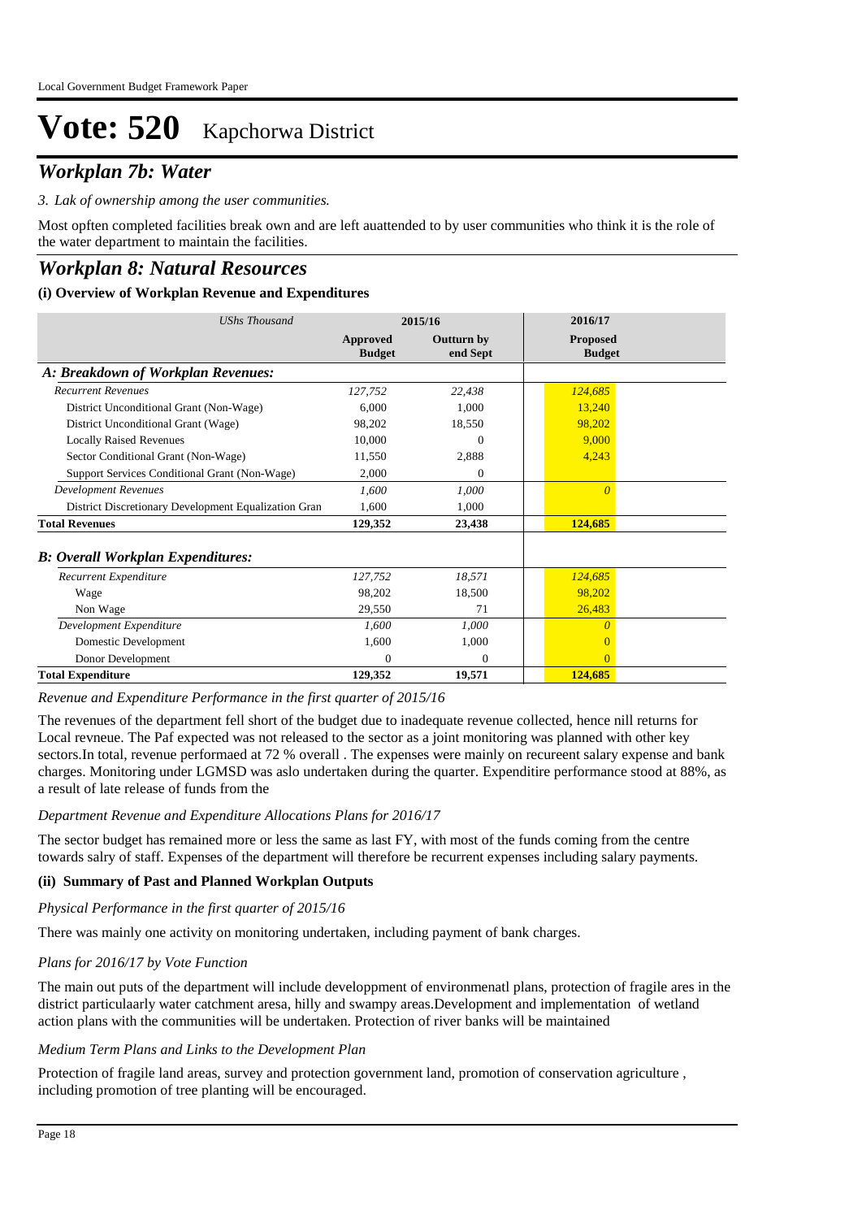# Vote: 520 Kapchorwa District

## *Workplan 7b: Water*

*3. Lak of ownership among the user communities.*

Most opften completed facilities break own and are left auattended to by user communities who think it is the role of the water department to maintain the facilities.

## *Workplan 8: Natural Resources*

### (i) Overview of Workplan Revenue and Expenditures

| *UShs Thousand* | 2015/16 Approved Budget | 2015/16 Outturn by end Sept | 2016/17 Proposed Budget |
|---|---|---|---|
| ***A: Breakdown of Workplan Revenues:*** | | | |
| *Recurrent Revenues* | *127,752* | *22,438* | *124,685* |
| District Unconditional Grant (Non-Wage) | 6,000 | 1,000 | 13,240 |
| District Unconditional Grant (Wage) | 98,202 | 18,550 | 98,202 |
| Locally Raised Revenues | 10,000 | 0 | 9,000 |
| Sector Conditional Grant (Non-Wage) | 11,550 | 2,888 | 4,243 |
| Support Services Conditional Grant (Non-Wage) | 2,000 | 0 | |
| *Development Revenues* | *1,600* | *1,000* | *0* |
| District Discretionary Development Equalization Gran | 1,600 | 1,000 | |
| **Total Revenues** | **129,352** | **23,438** | **124,685** |
| ***B: Overall Workplan Expenditures:*** | | | |
| *Recurrent Expenditure* | *127,752* | *18,571* | *124,685* |
| Wage | 98,202 | 18,500 | 98,202 |
| Non Wage | 29,550 | 71 | 26,483 |
| *Development Expenditure* | *1,600* | *1,000* | *0* |
| Domestic Development | 1,600 | 1,000 | 0 |
| Donor Development | 0 | 0 | 0 |
| **Total Expenditure** | **129,352** | **19,571** | **124,685** |

*Revenue and Expenditure Performance in the first quarter of 2015/16*

The revenues of the department fell short of the budget due to inadequate revenue collected, hence nill returns for Local revneue. The Paf expected was not released to the sector as a joint monitoring was planned with other key sectors.In total, revenue performaed at 72 % overall . The expenses were mainly on recureent salary expense and bank charges. Monitoring under LGMSD was aslo undertaken during the quarter. Expenditire performance stood at 88%, as a result of late release of funds from the

*Department Revenue and Expenditure Allocations Plans for 2016/17*

The sector budget has remained more or less the same as last FY, with most of the funds coming from the centre towards salry of staff. Expenses of the department will therefore be recurrent expenses including salary payments.

### (ii) Summary of Past and Planned Workplan Outputs

*Physical Performance in the first quarter of 2015/16*

There was mainly one activity on monitoring undertaken, including payment of bank charges.

*Plans for 2016/17 by Vote Function*

The main out puts of the department will include developpment of environmenatl plans, protection of fragile ares in the district particulaarly water catchment aresa, hilly and swampy areas.Development and implementation of wetland action plans with the communities will be undertaken. Protection of river banks will be maintained

*Medium Term Plans and Links to the Development Plan*

Protection of fragile land areas, survey and protection government land, promotion of conservation agriculture , including promotion of tree planting will be encouraged.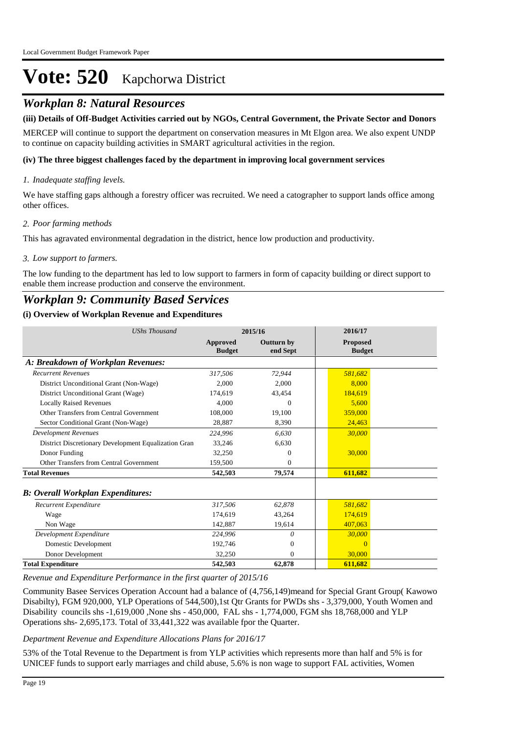# Vote: 520 Kapchorwa District

## *Workplan 8: Natural Resources*

### (iii) Details of Off-Budget Activities carried out by NGOs, Central Government, the Private Sector and Donors

MERCEP will continue to support the department on conservation measures in Mt Elgon area. We also expent UNDP to continue on capacity building activities in SMART agricultural activities in the region.

### (iv) The three biggest challenges faced by the department in improving local government services

*1. Inadequate staffing levels.*

We have staffing gaps although a forestry officer was recruited. We need a catographer to support lands office among other offices.

*2. Poor farming methods*

This has agravated environmental degradation in the district, hence low production and productivity.

*3. Low support to farmers.*

The low funding to the department has led to low support to farmers in form of capacity building or direct support to enable them increase production and conserve the environment.

## *Workplan 9: Community Based Services*

### (i) Overview of Workplan Revenue and Expenditures

| *UShs Thousand* | 2015/16 | | 2016/17 |
|---|---|---|---|
| | **Approved Budget** | **Outturn by end Sept** | **Proposed Budget** |
| ***A: Breakdown of Workplan Revenues:*** | | | |
| *Recurrent Revenues* | *317,506* | *72,944* | *581,682* |
| District Unconditional Grant (Non-Wage) | 2,000 | 2,000 | 8,000 |
| District Unconditional Grant (Wage) | 174,619 | 43,454 | 184,619 |
| Locally Raised Revenues | 4,000 | 0 | 5,600 |
| Other Transfers from Central Government | 108,000 | 19,100 | 359,000 |
| Sector Conditional Grant (Non-Wage) | 28,887 | 8,390 | 24,463 |
| *Development Revenues* | *224,996* | *6,630* | *30,000* |
| District Discretionary Development Equalization Gran | 33,246 | 6,630 | |
| Donor Funding | 32,250 | 0 | 30,000 |
| Other Transfers from Central Government | 159,500 | 0 | |
| **Total Revenues** | **542,503** | **79,574** | **611,682** |
| ***B: Overall Workplan Expenditures:*** | | | |
| *Recurrent Expenditure* | *317,506* | *62,878* | *581,682* |
| Wage | 174,619 | 43,264 | 174,619 |
| Non Wage | 142,887 | 19,614 | 407,063 |
| *Development Expenditure* | *224,996* | *0* | *30,000* |
| Domestic Development | 192,746 | 0 | 0 |
| Donor Development | 32,250 | 0 | 30,000 |
| **Total Expenditure** | **542,503** | **62,878** | **611,682** |

*Revenue and Expenditure Performance in the first quarter of 2015/16*

Community Basee Services Operation Account had a balance of (4,756,149)meand for Special Grant Group( Kawowo Disabilty), FGM 920,000, YLP Operations of 544,500),1st Qtr Grants for PWDs shs - 3,379,000, Youth Women and Disability councils shs -1,619,000 ,None shs - 450,000, FAL shs - 1,774,000, FGM shs 18,768,000 and YLP Operations shs- 2,695,173. Total of 33,441,322 was available fpor the Quarter.

*Department Revenue and Expenditure Allocations Plans for 2016/17*

53% of the Total Revenue to the Department is from YLP activities which represents more than half and 5% is for UNICEF funds to support early marriages and child abuse, 5.6% is non wage to support FAL activities, Women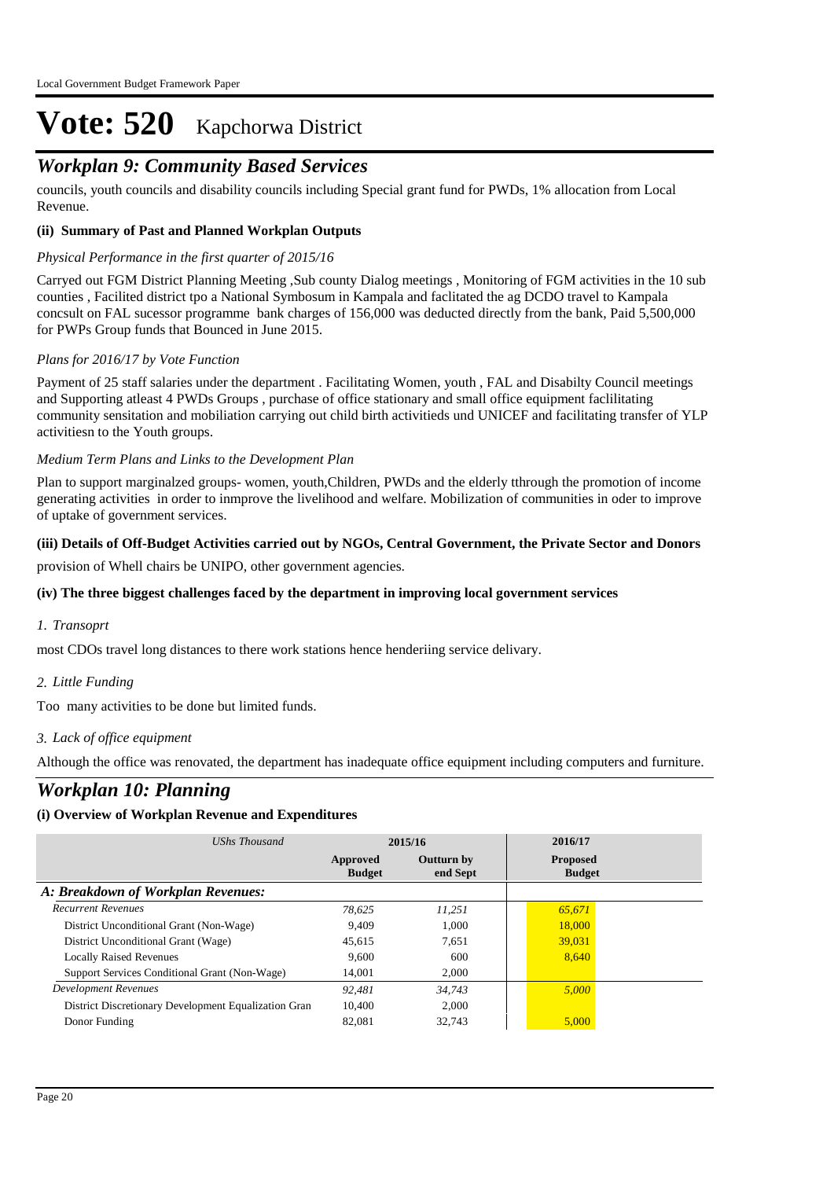# Vote: 520 Kapchorwa District

## Workplan 9: Community Based Services

councils, youth councils and disability councils including Special grant fund for PWDs, 1% allocation from Local Revenue.

**(ii) Summary of Past and Planned Workplan Outputs**

*Physical Performance in the first quarter of 2015/16*

Carryed out FGM District Planning Meeting ,Sub county Dialog meetings , Monitoring of FGM activities in the 10 sub counties , Facilited district tpo a National Symbosum in Kampala and faclitated the ag DCDO travel to Kampala concsult on FAL sucessor programme bank charges of 156,000 was deducted directly from the bank, Paid 5,500,000 for PWPs Group funds that Bounced in June 2015.

*Plans for 2016/17 by Vote Function*

Payment of 25 staff salaries under the department . Facilitating Women, youth , FAL and Disabilty Council meetings and Supporting atleast 4 PWDs Groups , purchase of office stationary and small office equipment faclilitating community sensitation and mobiliation carrying out child birth activitieds und UNICEF and facilitating transfer of YLP activitiesn to the Youth groups.

*Medium Term Plans and Links to the Development Plan*

Plan to support marginalzed groups- women, youth,Children, PWDs and the elderly tthrough the promotion of income generating activities in order to inmprove the livelihood and welfare. Mobilization of communities in oder to improve of uptake of government services.

**(iii) Details of Off-Budget Activities carried out by NGOs, Central Government, the Private Sector and Donors**

provision of Whell chairs be UNIPO, other government agencies.

**(iv) The three biggest challenges faced by the department in improving local government services**

*1. Transoprt*

most CDOs travel long distances to there work stations hence henderiing service delivary.

*2. Little Funding*

Too many activities to be done but limited funds.

*3. Lack of office equipment*

Although the office was renovated, the department has inadequate office equipment including computers and furniture.

## Workplan 10: Planning

**(i) Overview of Workplan Revenue and Expenditures**

| *UShs Thousand* | 2015/16 | | 2016/17 |
|---|---|---|---|
| | **Approved Budget** | **Outturn by end Sept** | **Proposed Budget** |
| ***A: Breakdown of Workplan Revenues:*** | | | |
| *Recurrent Revenues* | *78,625* | *11,251* | *65,671* |
| District Unconditional Grant (Non-Wage) | 9,409 | 1,000 | 18,000 |
| District Unconditional Grant (Wage) | 45,615 | 7,651 | 39,031 |
| Locally Raised Revenues | 9,600 | 600 | 8,640 |
| Support Services Conditional Grant (Non-Wage) | 14,001 | 2,000 | |
| *Development Revenues* | *92,481* | *34,743* | *5,000* |
| District Discretionary Development Equalization Gran | 10,400 | 2,000 | |
| Donor Funding | 82,081 | 32,743 | 5,000 |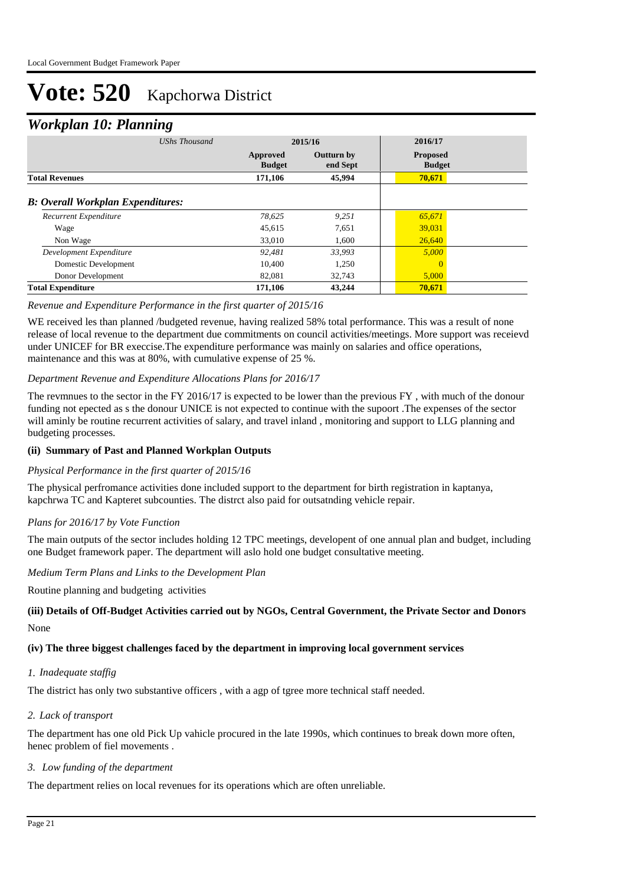# Vote: 520 Kapchorwa District

## *Workplan 10: Planning*

| *UShs Thousand* | 2015/16 | | 2016/17 |
|---|---|---|---|
| | **Approved Budget** | **Outturn by end Sept** | **Proposed Budget** |
| **Total Revenues** | **171,106** | **45,994** | **70,671** |
| ***B: Overall Workplan Expenditures:*** | | | |
| *Recurrent Expenditure* | *78,625* | *9,251* | *65,671* |
| Wage | 45,615 | 7,651 | 39,031 |
| Non Wage | 33,010 | 1,600 | 26,640 |
| *Development Expenditure* | *92,481* | *33,993* | *5,000* |
| Domestic Development | 10,400 | 1,250 | 0 |
| Donor Development | 82,081 | 32,743 | 5,000 |
| **Total Expenditure** | **171,106** | **43,244** | **70,671** |

*Revenue and Expenditure Performance in the first quarter of 2015/16*

WE received les than planned /budgeted revenue, having realized 58% total performance. This was a result of none release of local revenue to the department due commitments on council activities/meetings. More support was receievd under UNICEF for BR execcise.The expenditure performance was mainly on salaries and office operations, maintenance and this was at 80%, with cumulative expense of 25 %.

*Department Revenue and Expenditure Allocations Plans for 2016/17*

The revmnues to the sector in the FY 2016/17 is expected to be lower than the previous FY , with much of the donour funding not epected as s the donour UNICE is not expected to continue with the supoort .The expenses of the sector will aminly be routine recurrent activities of salary, and travel inland , monitoring and support to LLG planning and budgeting processes.

**(ii) Summary of Past and Planned Workplan Outputs**

*Physical Performance in the first quarter of 2015/16*

The physical perfromance activities done included support to the department for birth registration in kaptanya, kapchrwa TC and Kapteret subcounties. The distrct also paid for outsatnding vehicle repair.

*Plans for 2016/17 by Vote Function*

The main outputs of the sector includes holding 12 TPC meetings, developent of one annual plan and budget, including one Budget framework paper. The department will aslo hold one budget consultative meeting.

*Medium Term Plans and Links to the Development Plan*

Routine planning and budgeting activities

**(iii) Details of Off-Budget Activities carried out by NGOs, Central Government, the Private Sector and Donors**

None

**(iv) The three biggest challenges faced by the department in improving local government services**

*1. Inadequate staffig*

The district has only two substantive officers , with a agp of tgree more technical staff needed.

*2. Lack of transport*

The department has one old Pick Up vahicle procured in the late 1990s, which continues to break down more often, henec problem of fiel movements .

*3. Low funding of the department*

The department relies on local revenues for its operations which are often unreliable.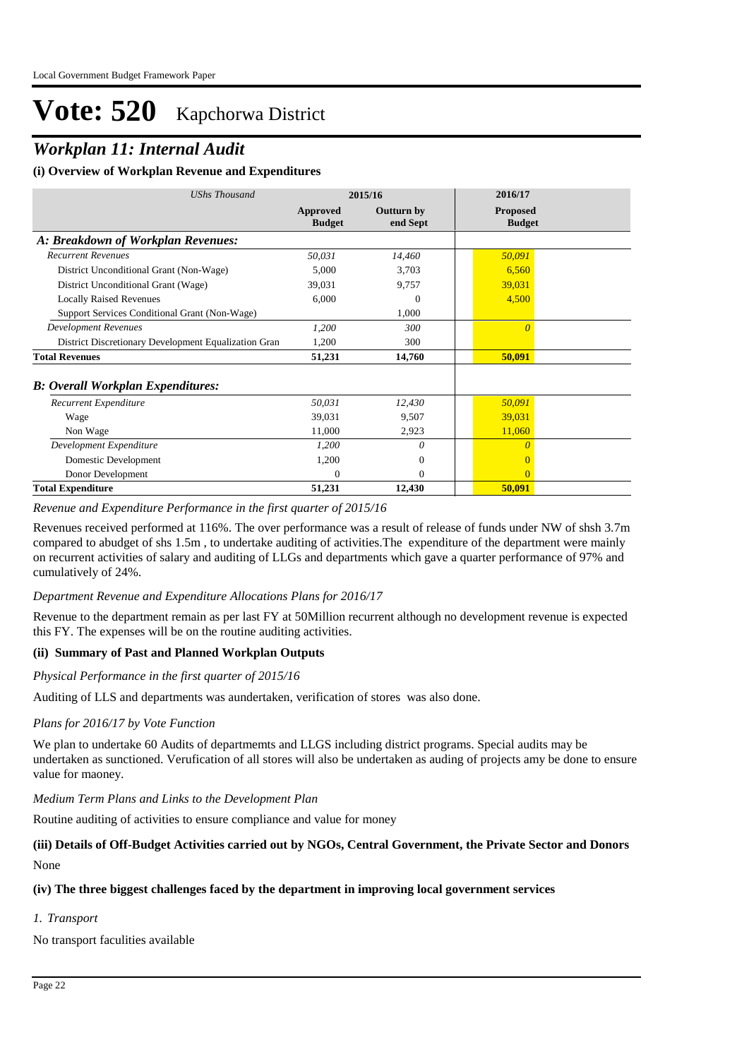# Vote: 520 Kapchorwa District

## *Workplan 11: Internal Audit*

### (i) Overview of Workplan Revenue and Expenditures

| *UShs Thousand* | 2015/16 | | 2016/17 |
|---|---|---|---|
| | **Approved Budget** | **Outturn by end Sept** | **Proposed Budget** |
| ***A: Breakdown of Workplan Revenues:*** | | | |
| *Recurrent Revenues* | *50,031* | *14,460* | *50,091* |
| District Unconditional Grant (Non-Wage) | 5,000 | 3,703 | 6,560 |
| District Unconditional Grant (Wage) | 39,031 | 9,757 | 39,031 |
| Locally Raised Revenues | 6,000 | 0 | 4,500 |
| Support Services Conditional Grant (Non-Wage) | | 1,000 | |
| *Development Revenues* | *1,200* | *300* | *0* |
| District Discretionary Development Equalization Gran | 1,200 | 300 | |
| **Total Revenues** | **51,231** | **14,760** | **50,091** |
| ***B: Overall Workplan Expenditures:*** | | | |
| *Recurrent Expenditure* | *50,031* | *12,430* | *50,091* |
| Wage | 39,031 | 9,507 | 39,031 |
| Non Wage | 11,000 | 2,923 | 11,060 |
| *Development Expenditure* | *1,200* | *0* | *0* |
| Domestic Development | 1,200 | 0 | 0 |
| Donor Development | 0 | 0 | 0 |
| **Total Expenditure** | **51,231** | **12,430** | **50,091** |

*Revenue and Expenditure Performance in the first quarter of 2015/16*

Revenues received performed at 116%. The over performance was a result of release of funds under NW of shsh 3.7m compared to abudget of shs 1.5m , to undertake auditing of activities.The expenditure of the department were mainly on recurrent activities of salary and auditing of LLGs and departments which gave a quarter performance of 97% and cumulatively of 24%.

*Department Revenue and Expenditure Allocations Plans for 2016/17*

Revenue to the department remain as per last FY at 50Million recurrent although no development revenue is expected this FY. The expenses will be on the routine auditing activities.

### (ii) Summary of Past and Planned Workplan Outputs

*Physical Performance in the first quarter of 2015/16*

Auditing of LLS and departments was aundertaken, verification of stores was also done.

*Plans for 2016/17 by Vote Function*

We plan to undertake 60 Audits of departmemts and LLGS including district programs. Special audits may be undertaken as sunctioned. Verufication of all stores will also be undertaken as auding of projects amy be done to ensure value for maoney.

*Medium Term Plans and Links to the Development Plan*

Routine auditing of activities to ensure compliance and value for money

### (iii) Details of Off-Budget Activities carried out by NGOs, Central Government, the Private Sector and Donors

None

### (iv) The three biggest challenges faced by the department in improving local government services

*1. Transport*

No transport faculities available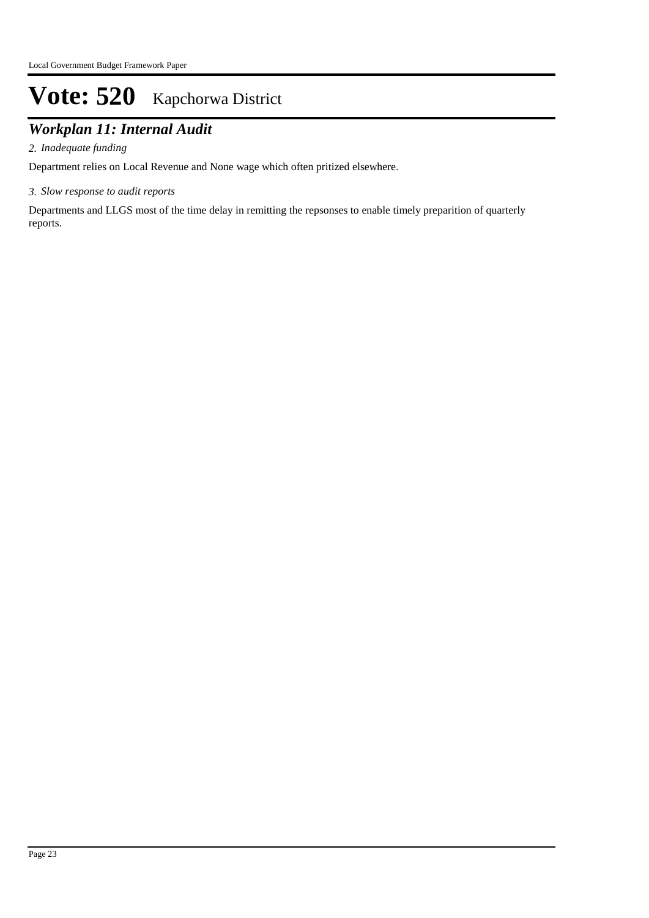# Vote: 520 Kapchorwa District

## *Workplan 11: Internal Audit*

*2. Inadequate funding*

Department relies on Local Revenue and None wage which often pritized elsewhere.

*3. Slow response to audit reports*

Departments and LLGS most of the time delay in remitting the repsonses to enable timely preparition of quarterly reports.